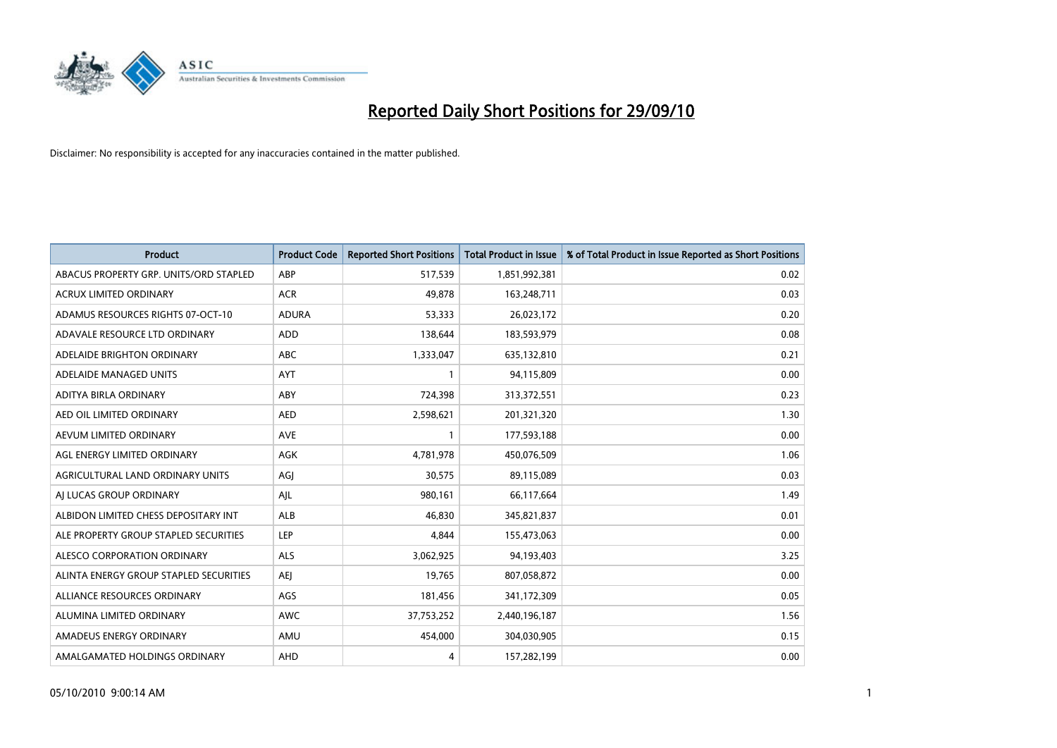# Reported Daily Short Positions for 29/09/10

Disclaimer: No responsibility is accepted for any inaccuracies contained in the matter published.

| Product | Product Code | Reported Short Positions | Total Product in Issue | % of Total Product in Issue Reported as Short Positions |
|---|---|---|---|---|
| ABACUS PROPERTY GRP. UNITS/ORD STAPLED | ABP | 517,539 | 1,851,992,381 | 0.02 |
| ACRUX LIMITED ORDINARY | ACR | 49,878 | 163,248,711 | 0.03 |
| ADAMUS RESOURCES RIGHTS 07-OCT-10 | ADURA | 53,333 | 26,023,172 | 0.20 |
| ADAVALE RESOURCE LTD ORDINARY | ADD | 138,644 | 183,593,979 | 0.08 |
| ADELAIDE BRIGHTON ORDINARY | ABC | 1,333,047 | 635,132,810 | 0.21 |
| ADELAIDE MANAGED UNITS | AYT | 1 | 94,115,809 | 0.00 |
| ADITYA BIRLA ORDINARY | ABY | 724,398 | 313,372,551 | 0.23 |
| AED OIL LIMITED ORDINARY | AED | 2,598,621 | 201,321,320 | 1.30 |
| AEVUM LIMITED ORDINARY | AVE | 1 | 177,593,188 | 0.00 |
| AGL ENERGY LIMITED ORDINARY | AGK | 4,781,978 | 450,076,509 | 1.06 |
| AGRICULTURAL LAND ORDINARY UNITS | AGJ | 30,575 | 89,115,089 | 0.03 |
| AJ LUCAS GROUP ORDINARY | AJL | 980,161 | 66,117,664 | 1.49 |
| ALBIDON LIMITED CHESS DEPOSITARY INT | ALB | 46,830 | 345,821,837 | 0.01 |
| ALE PROPERTY GROUP STAPLED SECURITIES | LEP | 4,844 | 155,473,063 | 0.00 |
| ALESCO CORPORATION ORDINARY | ALS | 3,062,925 | 94,193,403 | 3.25 |
| ALINTA ENERGY GROUP STAPLED SECURITIES | AEJ | 19,765 | 807,058,872 | 0.00 |
| ALLIANCE RESOURCES ORDINARY | AGS | 181,456 | 341,172,309 | 0.05 |
| ALUMINA LIMITED ORDINARY | AWC | 37,753,252 | 2,440,196,187 | 1.56 |
| AMADEUS ENERGY ORDINARY | AMU | 454,000 | 304,030,905 | 0.15 |
| AMALGAMATED HOLDINGS ORDINARY | AHD | 4 | 157,282,199 | 0.00 |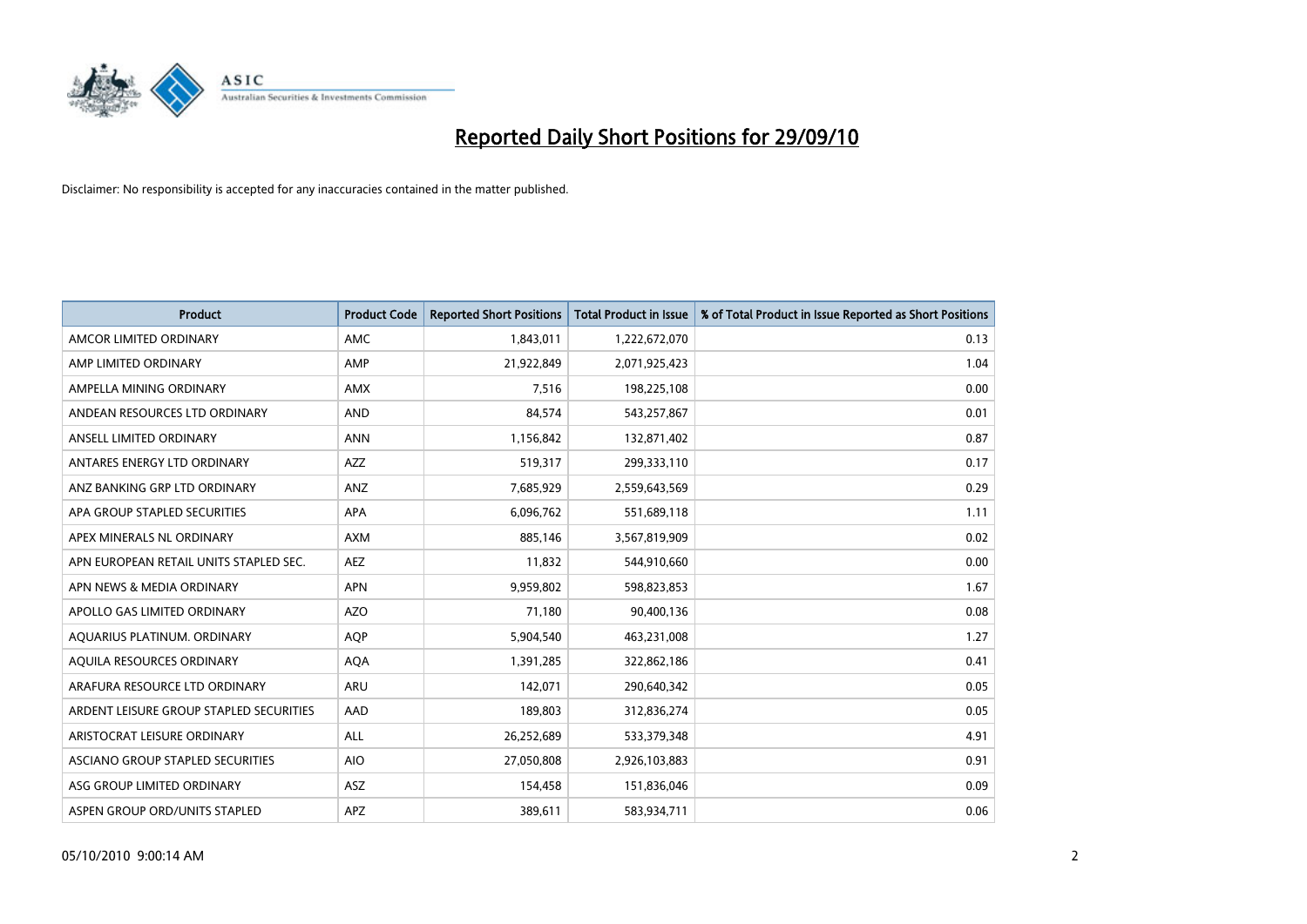# Reported Daily Short Positions for 29/09/10

Disclaimer: No responsibility is accepted for any inaccuracies contained in the matter published.

| Product | Product Code | Reported Short Positions | Total Product in Issue | % of Total Product in Issue Reported as Short Positions |
|---|---|---|---|---|
| AMCOR LIMITED ORDINARY | AMC | 1,843,011 | 1,222,672,070 | 0.13 |
| AMP LIMITED ORDINARY | AMP | 21,922,849 | 2,071,925,423 | 1.04 |
| AMPELLA MINING ORDINARY | AMX | 7,516 | 198,225,108 | 0.00 |
| ANDEAN RESOURCES LTD ORDINARY | AND | 84,574 | 543,257,867 | 0.01 |
| ANSELL LIMITED ORDINARY | ANN | 1,156,842 | 132,871,402 | 0.87 |
| ANTARES ENERGY LTD ORDINARY | AZZ | 519,317 | 299,333,110 | 0.17 |
| ANZ BANKING GRP LTD ORDINARY | ANZ | 7,685,929 | 2,559,643,569 | 0.29 |
| APA GROUP STAPLED SECURITIES | APA | 6,096,762 | 551,689,118 | 1.11 |
| APEX MINERALS NL ORDINARY | AXM | 885,146 | 3,567,819,909 | 0.02 |
| APN EUROPEAN RETAIL UNITS STAPLED SEC. | AEZ | 11,832 | 544,910,660 | 0.00 |
| APN NEWS & MEDIA ORDINARY | APN | 9,959,802 | 598,823,853 | 1.67 |
| APOLLO GAS LIMITED ORDINARY | AZO | 71,180 | 90,400,136 | 0.08 |
| AQUARIUS PLATINUM. ORDINARY | AQP | 5,904,540 | 463,231,008 | 1.27 |
| AQUILA RESOURCES ORDINARY | AQA | 1,391,285 | 322,862,186 | 0.41 |
| ARAFURA RESOURCE LTD ORDINARY | ARU | 142,071 | 290,640,342 | 0.05 |
| ARDENT LEISURE GROUP STAPLED SECURITIES | AAD | 189,803 | 312,836,274 | 0.05 |
| ARISTOCRAT LEISURE ORDINARY | ALL | 26,252,689 | 533,379,348 | 4.91 |
| ASCIANO GROUP STAPLED SECURITIES | AIO | 27,050,808 | 2,926,103,883 | 0.91 |
| ASG GROUP LIMITED ORDINARY | ASZ | 154,458 | 151,836,046 | 0.09 |
| ASPEN GROUP ORD/UNITS STAPLED | APZ | 389,611 | 583,934,711 | 0.06 |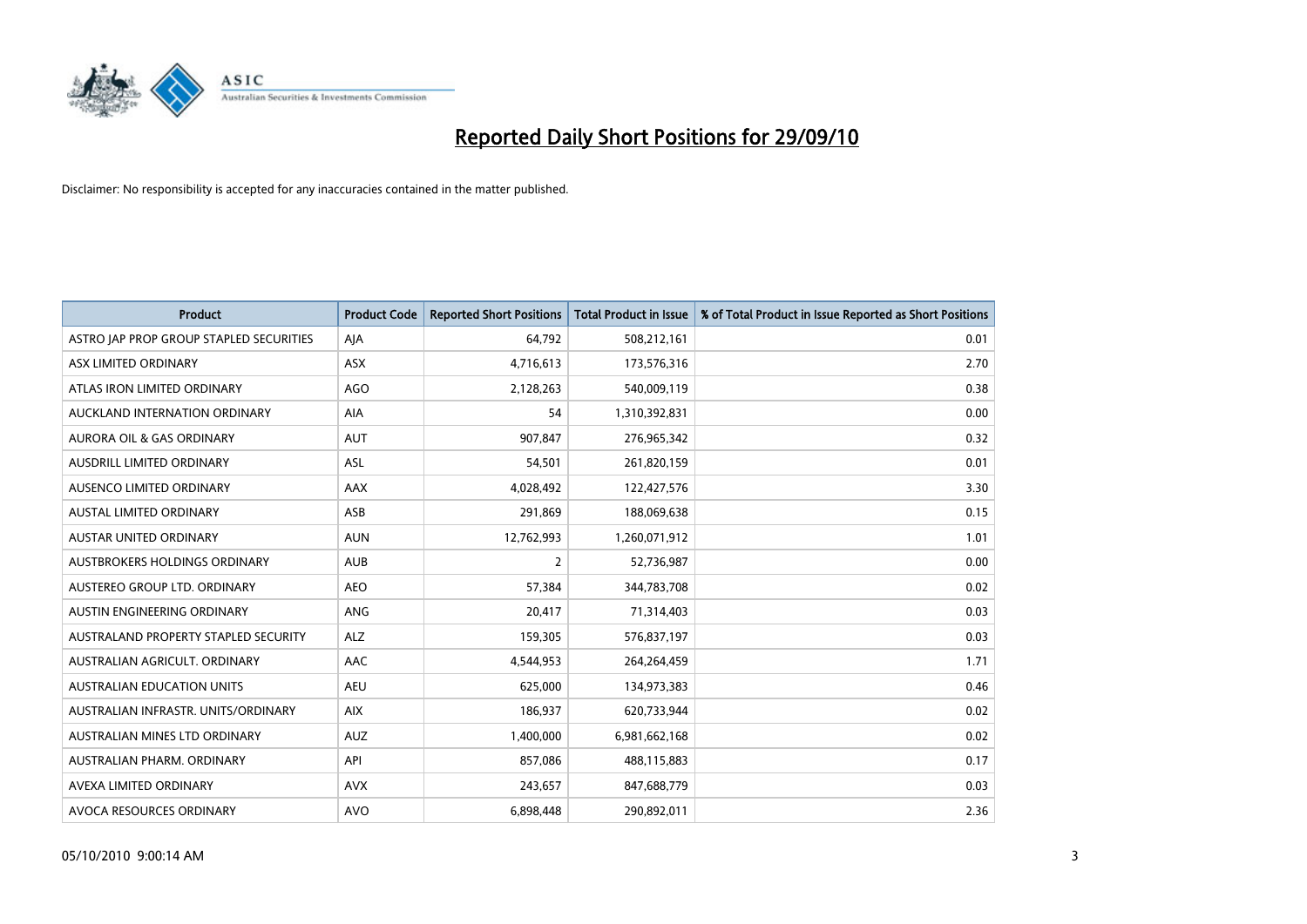# Reported Daily Short Positions for 29/09/10

Disclaimer: No responsibility is accepted for any inaccuracies contained in the matter published.

| Product | Product Code | Reported Short Positions | Total Product in Issue | % of Total Product in Issue Reported as Short Positions |
|---|---|---|---|---|
| ASTRO JAP PROP GROUP STAPLED SECURITIES | AJA | 64,792 | 508,212,161 | 0.01 |
| ASX LIMITED ORDINARY | ASX | 4,716,613 | 173,576,316 | 2.70 |
| ATLAS IRON LIMITED ORDINARY | AGO | 2,128,263 | 540,009,119 | 0.38 |
| AUCKLAND INTERNATION ORDINARY | AIA | 54 | 1,310,392,831 | 0.00 |
| AURORA OIL & GAS ORDINARY | AUT | 907,847 | 276,965,342 | 0.32 |
| AUSDRILL LIMITED ORDINARY | ASL | 54,501 | 261,820,159 | 0.01 |
| AUSENCO LIMITED ORDINARY | AAX | 4,028,492 | 122,427,576 | 3.30 |
| AUSTAL LIMITED ORDINARY | ASB | 291,869 | 188,069,638 | 0.15 |
| AUSTAR UNITED ORDINARY | AUN | 12,762,993 | 1,260,071,912 | 1.01 |
| AUSTBROKERS HOLDINGS ORDINARY | AUB | 2 | 52,736,987 | 0.00 |
| AUSTEREO GROUP LTD. ORDINARY | AEO | 57,384 | 344,783,708 | 0.02 |
| AUSTIN ENGINEERING ORDINARY | ANG | 20,417 | 71,314,403 | 0.03 |
| AUSTRALAND PROPERTY STAPLED SECURITY | ALZ | 159,305 | 576,837,197 | 0.03 |
| AUSTRALIAN AGRICULT. ORDINARY | AAC | 4,544,953 | 264,264,459 | 1.71 |
| AUSTRALIAN EDUCATION UNITS | AEU | 625,000 | 134,973,383 | 0.46 |
| AUSTRALIAN INFRASTR. UNITS/ORDINARY | AIX | 186,937 | 620,733,944 | 0.02 |
| AUSTRALIAN MINES LTD ORDINARY | AUZ | 1,400,000 | 6,981,662,168 | 0.02 |
| AUSTRALIAN PHARM. ORDINARY | API | 857,086 | 488,115,883 | 0.17 |
| AVEXA LIMITED ORDINARY | AVX | 243,657 | 847,688,779 | 0.03 |
| AVOCA RESOURCES ORDINARY | AVO | 6,898,448 | 290,892,011 | 2.36 |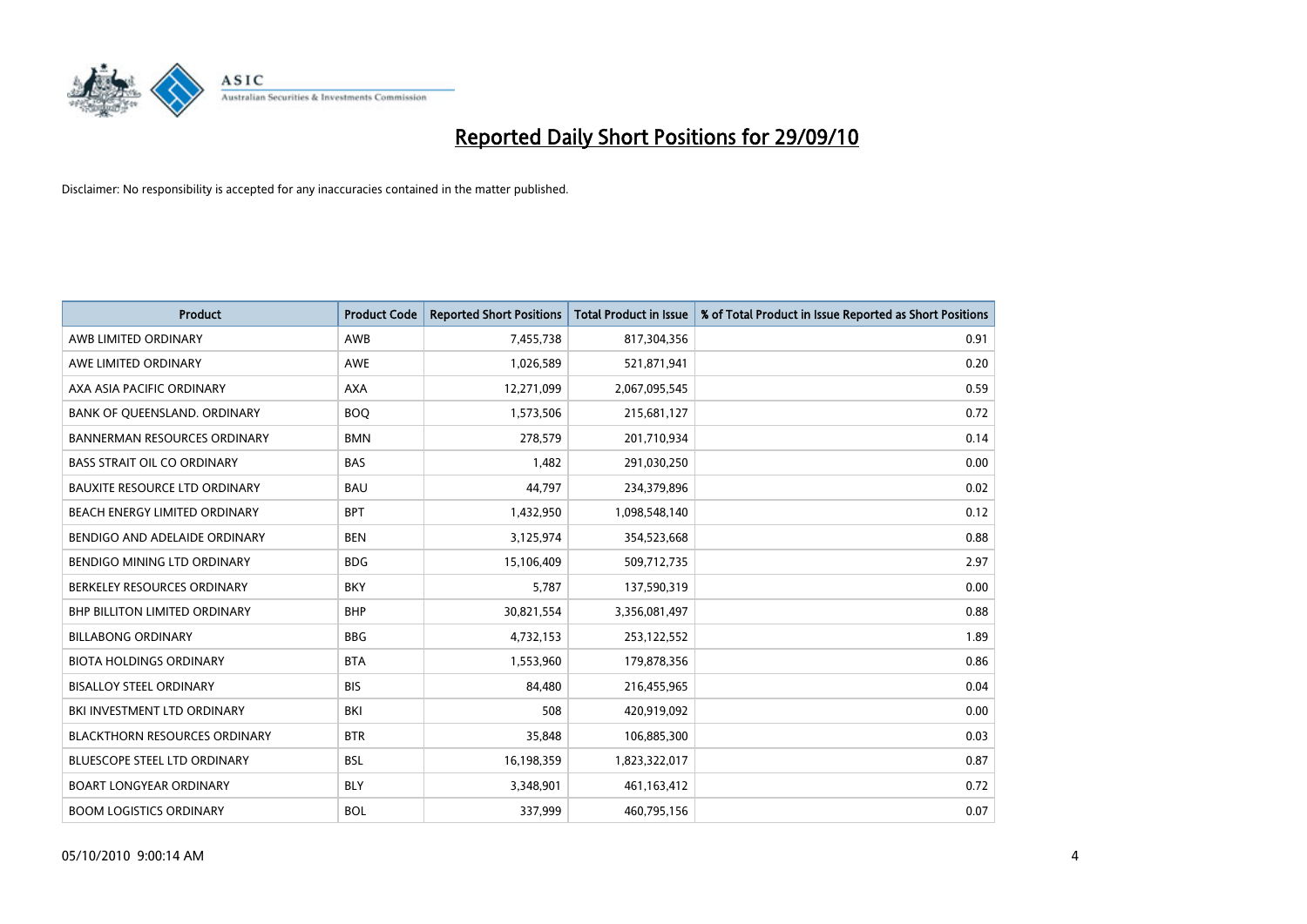# Reported Daily Short Positions for 29/09/10

Disclaimer: No responsibility is accepted for any inaccuracies contained in the matter published.

| Product | Product Code | Reported Short Positions | Total Product in Issue | % of Total Product in Issue Reported as Short Positions |
|---|---|---|---|---|
| AWB LIMITED ORDINARY | AWB | 7,455,738 | 817,304,356 | 0.91 |
| AWE LIMITED ORDINARY | AWE | 1,026,589 | 521,871,941 | 0.20 |
| AXA ASIA PACIFIC ORDINARY | AXA | 12,271,099 | 2,067,095,545 | 0.59 |
| BANK OF QUEENSLAND. ORDINARY | BOQ | 1,573,506 | 215,681,127 | 0.72 |
| BANNERMAN RESOURCES ORDINARY | BMN | 278,579 | 201,710,934 | 0.14 |
| BASS STRAIT OIL CO ORDINARY | BAS | 1,482 | 291,030,250 | 0.00 |
| BAUXITE RESOURCE LTD ORDINARY | BAU | 44,797 | 234,379,896 | 0.02 |
| BEACH ENERGY LIMITED ORDINARY | BPT | 1,432,950 | 1,098,548,140 | 0.12 |
| BENDIGO AND ADELAIDE ORDINARY | BEN | 3,125,974 | 354,523,668 | 0.88 |
| BENDIGO MINING LTD ORDINARY | BDG | 15,106,409 | 509,712,735 | 2.97 |
| BERKELEY RESOURCES ORDINARY | BKY | 5,787 | 137,590,319 | 0.00 |
| BHP BILLITON LIMITED ORDINARY | BHP | 30,821,554 | 3,356,081,497 | 0.88 |
| BILLABONG ORDINARY | BBG | 4,732,153 | 253,122,552 | 1.89 |
| BIOTA HOLDINGS ORDINARY | BTA | 1,553,960 | 179,878,356 | 0.86 |
| BISALLOY STEEL ORDINARY | BIS | 84,480 | 216,455,965 | 0.04 |
| BKI INVESTMENT LTD ORDINARY | BKI | 508 | 420,919,092 | 0.00 |
| BLACKTHORN RESOURCES ORDINARY | BTR | 35,848 | 106,885,300 | 0.03 |
| BLUESCOPE STEEL LTD ORDINARY | BSL | 16,198,359 | 1,823,322,017 | 0.87 |
| BOART LONGYEAR ORDINARY | BLY | 3,348,901 | 461,163,412 | 0.72 |
| BOOM LOGISTICS ORDINARY | BOL | 337,999 | 460,795,156 | 0.07 |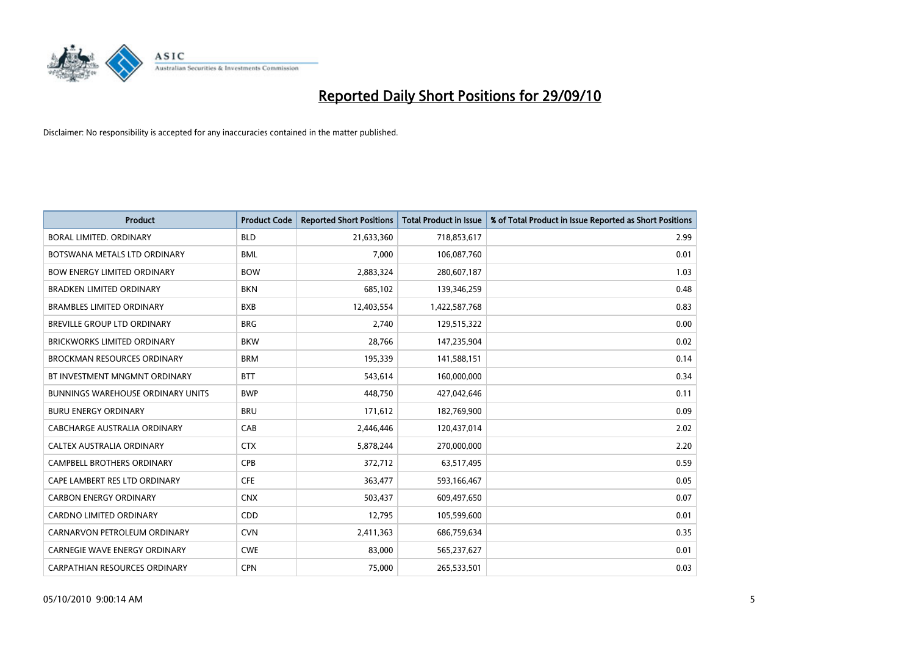# Reported Daily Short Positions for 29/09/10

Disclaimer: No responsibility is accepted for any inaccuracies contained in the matter published.

| Product | Product Code | Reported Short Positions | Total Product in Issue | % of Total Product in Issue Reported as Short Positions |
|---|---|---|---|---|
| BORAL LIMITED. ORDINARY | BLD | 21,633,360 | 718,853,617 | 2.99 |
| BOTSWANA METALS LTD ORDINARY | BML | 7,000 | 106,087,760 | 0.01 |
| BOW ENERGY LIMITED ORDINARY | BOW | 2,883,324 | 280,607,187 | 1.03 |
| BRADKEN LIMITED ORDINARY | BKN | 685,102 | 139,346,259 | 0.48 |
| BRAMBLES LIMITED ORDINARY | BXB | 12,403,554 | 1,422,587,768 | 0.83 |
| BREVILLE GROUP LTD ORDINARY | BRG | 2,740 | 129,515,322 | 0.00 |
| BRICKWORKS LIMITED ORDINARY | BKW | 28,766 | 147,235,904 | 0.02 |
| BROCKMAN RESOURCES ORDINARY | BRM | 195,339 | 141,588,151 | 0.14 |
| BT INVESTMENT MNGMNT ORDINARY | BTT | 543,614 | 160,000,000 | 0.34 |
| BUNNINGS WAREHOUSE ORDINARY UNITS | BWP | 448,750 | 427,042,646 | 0.11 |
| BURU ENERGY ORDINARY | BRU | 171,612 | 182,769,900 | 0.09 |
| CABCHARGE AUSTRALIA ORDINARY | CAB | 2,446,446 | 120,437,014 | 2.02 |
| CALTEX AUSTRALIA ORDINARY | CTX | 5,878,244 | 270,000,000 | 2.20 |
| CAMPBELL BROTHERS ORDINARY | CPB | 372,712 | 63,517,495 | 0.59 |
| CAPE LAMBERT RES LTD ORDINARY | CFE | 363,477 | 593,166,467 | 0.05 |
| CARBON ENERGY ORDINARY | CNX | 503,437 | 609,497,650 | 0.07 |
| CARDNO LIMITED ORDINARY | CDD | 12,795 | 105,599,600 | 0.01 |
| CARNARVON PETROLEUM ORDINARY | CVN | 2,411,363 | 686,759,634 | 0.35 |
| CARNEGIE WAVE ENERGY ORDINARY | CWE | 83,000 | 565,237,627 | 0.01 |
| CARPATHIAN RESOURCES ORDINARY | CPN | 75,000 | 265,533,501 | 0.03 |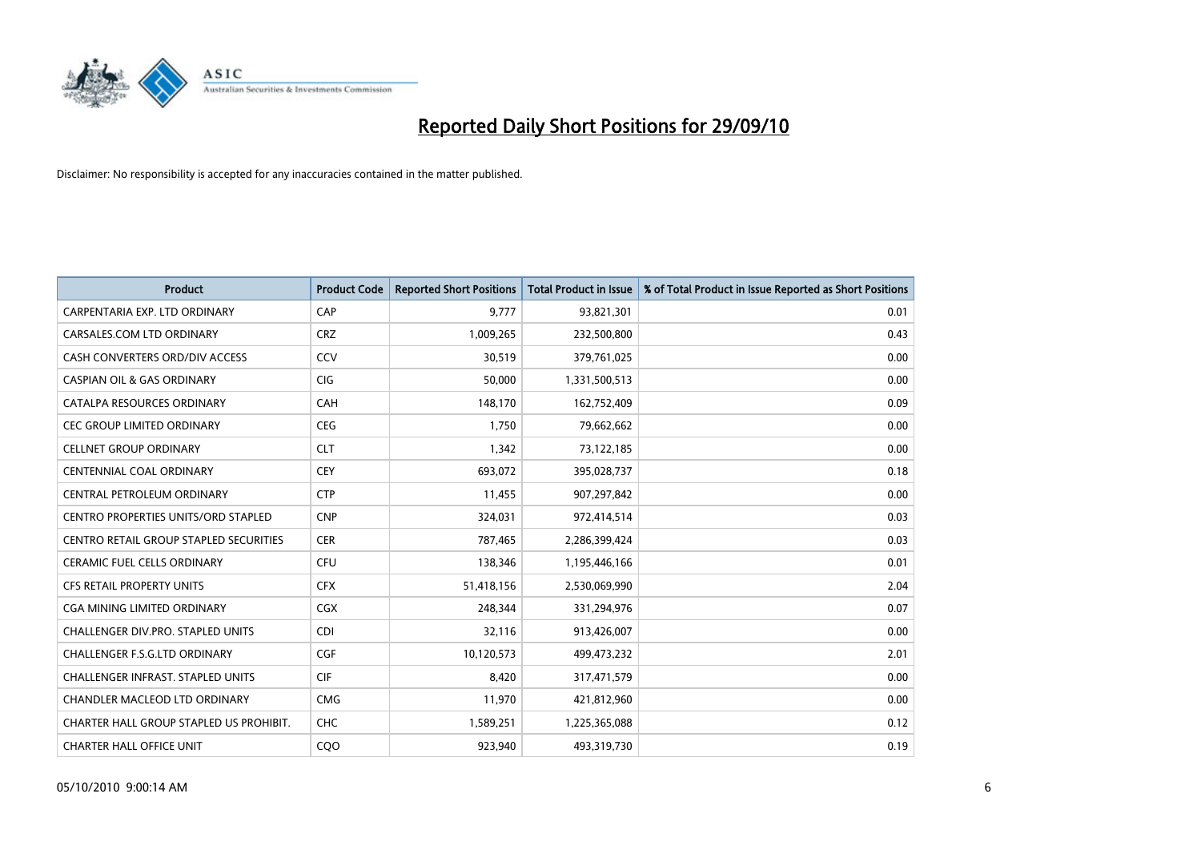# Reported Daily Short Positions for 29/09/10

Disclaimer: No responsibility is accepted for any inaccuracies contained in the matter published.

| Product | Product Code | Reported Short Positions | Total Product in Issue | % of Total Product in Issue Reported as Short Positions |
|---|---|---|---|---|
| CARPENTARIA EXP. LTD ORDINARY | CAP | 9,777 | 93,821,301 | 0.01 |
| CARSALES.COM LTD ORDINARY | CRZ | 1,009,265 | 232,500,800 | 0.43 |
| CASH CONVERTERS ORD/DIV ACCESS | CCV | 30,519 | 379,761,025 | 0.00 |
| CASPIAN OIL & GAS ORDINARY | CIG | 50,000 | 1,331,500,513 | 0.00 |
| CATALPA RESOURCES ORDINARY | CAH | 148,170 | 162,752,409 | 0.09 |
| CEC GROUP LIMITED ORDINARY | CEG | 1,750 | 79,662,662 | 0.00 |
| CELLNET GROUP ORDINARY | CLT | 1,342 | 73,122,185 | 0.00 |
| CENTENNIAL COAL ORDINARY | CEY | 693,072 | 395,028,737 | 0.18 |
| CENTRAL PETROLEUM ORDINARY | CTP | 11,455 | 907,297,842 | 0.00 |
| CENTRO PROPERTIES UNITS/ORD STAPLED | CNP | 324,031 | 972,414,514 | 0.03 |
| CENTRO RETAIL GROUP STAPLED SECURITIES | CER | 787,465 | 2,286,399,424 | 0.03 |
| CERAMIC FUEL CELLS ORDINARY | CFU | 138,346 | 1,195,446,166 | 0.01 |
| CFS RETAIL PROPERTY UNITS | CFX | 51,418,156 | 2,530,069,990 | 2.04 |
| CGA MINING LIMITED ORDINARY | CGX | 248,344 | 331,294,976 | 0.07 |
| CHALLENGER DIV.PRO. STAPLED UNITS | CDI | 32,116 | 913,426,007 | 0.00 |
| CHALLENGER F.S.G.LTD ORDINARY | CGF | 10,120,573 | 499,473,232 | 2.01 |
| CHALLENGER INFRAST. STAPLED UNITS | CIF | 8,420 | 317,471,579 | 0.00 |
| CHANDLER MACLEOD LTD ORDINARY | CMG | 11,970 | 421,812,960 | 0.00 |
| CHARTER HALL GROUP STAPLED US PROHIBIT. | CHC | 1,589,251 | 1,225,365,088 | 0.12 |
| CHARTER HALL OFFICE UNIT | CQO | 923,940 | 493,319,730 | 0.19 |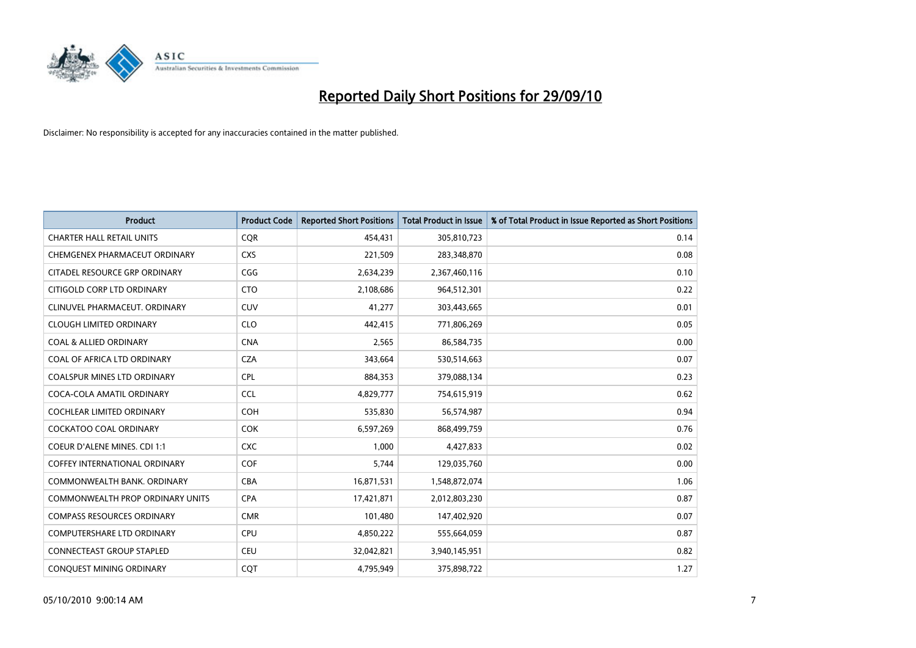# Reported Daily Short Positions for 29/09/10

Disclaimer: No responsibility is accepted for any inaccuracies contained in the matter published.

| Product | Product Code | Reported Short Positions | Total Product in Issue | % of Total Product in Issue Reported as Short Positions |
|---|---|---|---|---|
| CHARTER HALL RETAIL UNITS | CQR | 454,431 | 305,810,723 | 0.14 |
| CHEMGENEX PHARMACEUT ORDINARY | CXS | 221,509 | 283,348,870 | 0.08 |
| CITADEL RESOURCE GRP ORDINARY | CGG | 2,634,239 | 2,367,460,116 | 0.10 |
| CITIGOLD CORP LTD ORDINARY | CTO | 2,108,686 | 964,512,301 | 0.22 |
| CLINUVEL PHARMACEUT. ORDINARY | CUV | 41,277 | 303,443,665 | 0.01 |
| CLOUGH LIMITED ORDINARY | CLO | 442,415 | 771,806,269 | 0.05 |
| COAL & ALLIED ORDINARY | CNA | 2,565 | 86,584,735 | 0.00 |
| COAL OF AFRICA LTD ORDINARY | CZA | 343,664 | 530,514,663 | 0.07 |
| COALSPUR MINES LTD ORDINARY | CPL | 884,353 | 379,088,134 | 0.23 |
| COCA-COLA AMATIL ORDINARY | CCL | 4,829,777 | 754,615,919 | 0.62 |
| COCHLEAR LIMITED ORDINARY | COH | 535,830 | 56,574,987 | 0.94 |
| COCKATOO COAL ORDINARY | COK | 6,597,269 | 868,499,759 | 0.76 |
| COEUR D'ALENE MINES. CDI 1:1 | CXC | 1,000 | 4,427,833 | 0.02 |
| COFFEY INTERNATIONAL ORDINARY | COF | 5,744 | 129,035,760 | 0.00 |
| COMMONWEALTH BANK. ORDINARY | CBA | 16,871,531 | 1,548,872,074 | 1.06 |
| COMMONWEALTH PROP ORDINARY UNITS | CPA | 17,421,871 | 2,012,803,230 | 0.87 |
| COMPASS RESOURCES ORDINARY | CMR | 101,480 | 147,402,920 | 0.07 |
| COMPUTERSHARE LTD ORDINARY | CPU | 4,850,222 | 555,664,059 | 0.87 |
| CONNECTEAST GROUP STAPLED | CEU | 32,042,821 | 3,940,145,951 | 0.82 |
| CONQUEST MINING ORDINARY | CQT | 4,795,949 | 375,898,722 | 1.27 |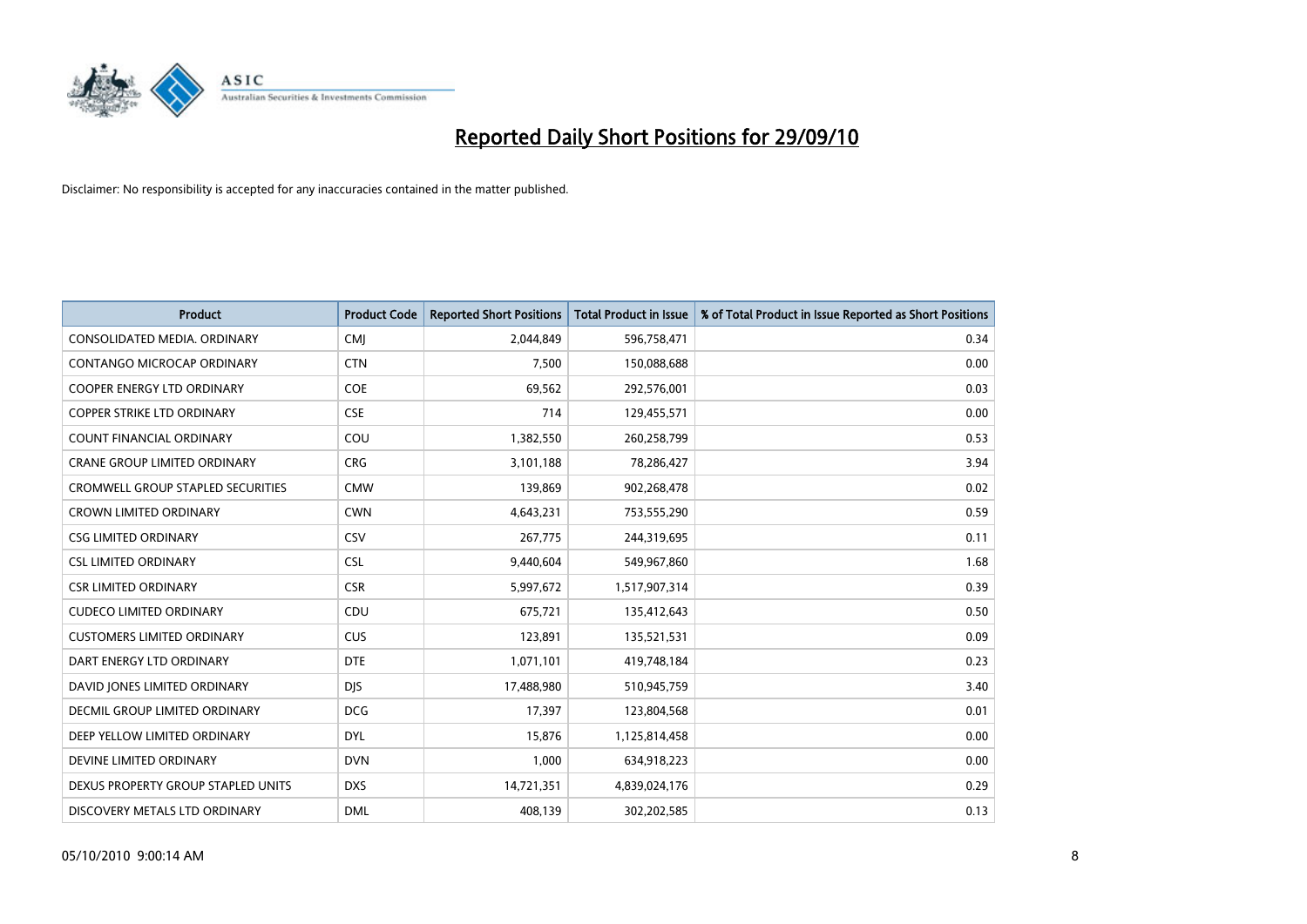# Reported Daily Short Positions for 29/09/10

Disclaimer: No responsibility is accepted for any inaccuracies contained in the matter published.

| Product | Product Code | Reported Short Positions | Total Product in Issue | % of Total Product in Issue Reported as Short Positions |
|---|---|---|---|---|
| CONSOLIDATED MEDIA. ORDINARY | CMJ | 2,044,849 | 596,758,471 | 0.34 |
| CONTANGO MICROCAP ORDINARY | CTN | 7,500 | 150,088,688 | 0.00 |
| COOPER ENERGY LTD ORDINARY | COE | 69,562 | 292,576,001 | 0.03 |
| COPPER STRIKE LTD ORDINARY | CSE | 714 | 129,455,571 | 0.00 |
| COUNT FINANCIAL ORDINARY | COU | 1,382,550 | 260,258,799 | 0.53 |
| CRANE GROUP LIMITED ORDINARY | CRG | 3,101,188 | 78,286,427 | 3.94 |
| CROMWELL GROUP STAPLED SECURITIES | CMW | 139,869 | 902,268,478 | 0.02 |
| CROWN LIMITED ORDINARY | CWN | 4,643,231 | 753,555,290 | 0.59 |
| CSG LIMITED ORDINARY | CSV | 267,775 | 244,319,695 | 0.11 |
| CSL LIMITED ORDINARY | CSL | 9,440,604 | 549,967,860 | 1.68 |
| CSR LIMITED ORDINARY | CSR | 5,997,672 | 1,517,907,314 | 0.39 |
| CUDECO LIMITED ORDINARY | CDU | 675,721 | 135,412,643 | 0.50 |
| CUSTOMERS LIMITED ORDINARY | CUS | 123,891 | 135,521,531 | 0.09 |
| DART ENERGY LTD ORDINARY | DTE | 1,071,101 | 419,748,184 | 0.23 |
| DAVID JONES LIMITED ORDINARY | DJS | 17,488,980 | 510,945,759 | 3.40 |
| DECMIL GROUP LIMITED ORDINARY | DCG | 17,397 | 123,804,568 | 0.01 |
| DEEP YELLOW LIMITED ORDINARY | DYL | 15,876 | 1,125,814,458 | 0.00 |
| DEVINE LIMITED ORDINARY | DVN | 1,000 | 634,918,223 | 0.00 |
| DEXUS PROPERTY GROUP STAPLED UNITS | DXS | 14,721,351 | 4,839,024,176 | 0.29 |
| DISCOVERY METALS LTD ORDINARY | DML | 408,139 | 302,202,585 | 0.13 |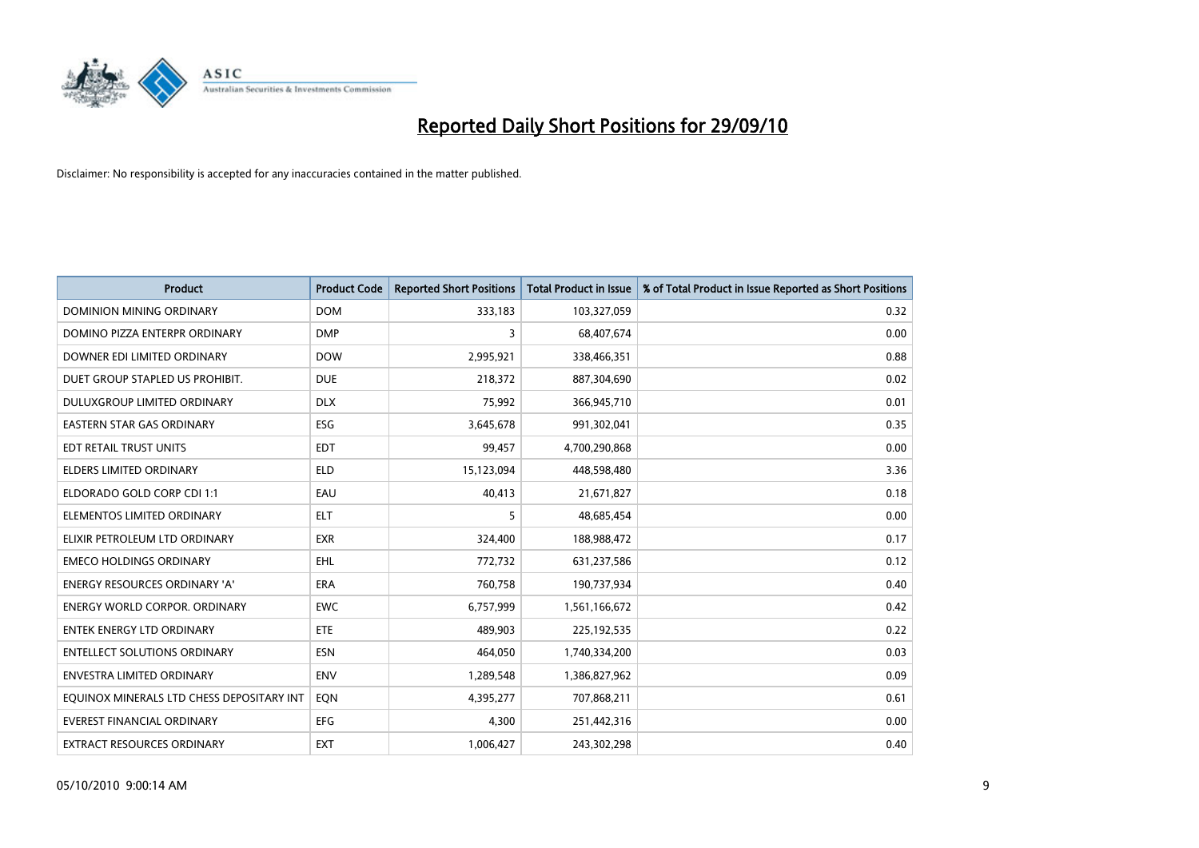# Reported Daily Short Positions for 29/09/10

Disclaimer: No responsibility is accepted for any inaccuracies contained in the matter published.

| Product | Product Code | Reported Short Positions | Total Product in Issue | % of Total Product in Issue Reported as Short Positions |
|---|---|---|---|---|
| DOMINION MINING ORDINARY | DOM | 333,183 | 103,327,059 | 0.32 |
| DOMINO PIZZA ENTERPR ORDINARY | DMP | 3 | 68,407,674 | 0.00 |
| DOWNER EDI LIMITED ORDINARY | DOW | 2,995,921 | 338,466,351 | 0.88 |
| DUET GROUP STAPLED US PROHIBIT. | DUE | 218,372 | 887,304,690 | 0.02 |
| DULUXGROUP LIMITED ORDINARY | DLX | 75,992 | 366,945,710 | 0.01 |
| EASTERN STAR GAS ORDINARY | ESG | 3,645,678 | 991,302,041 | 0.35 |
| EDT RETAIL TRUST UNITS | EDT | 99,457 | 4,700,290,868 | 0.00 |
| ELDERS LIMITED ORDINARY | ELD | 15,123,094 | 448,598,480 | 3.36 |
| ELDORADO GOLD CORP CDI 1:1 | EAU | 40,413 | 21,671,827 | 0.18 |
| ELEMENTOS LIMITED ORDINARY | ELT | 5 | 48,685,454 | 0.00 |
| ELIXIR PETROLEUM LTD ORDINARY | EXR | 324,400 | 188,988,472 | 0.17 |
| EMECO HOLDINGS ORDINARY | EHL | 772,732 | 631,237,586 | 0.12 |
| ENERGY RESOURCES ORDINARY 'A' | ERA | 760,758 | 190,737,934 | 0.40 |
| ENERGY WORLD CORPOR. ORDINARY | EWC | 6,757,999 | 1,561,166,672 | 0.42 |
| ENTEK ENERGY LTD ORDINARY | ETE | 489,903 | 225,192,535 | 0.22 |
| ENTELLECT SOLUTIONS ORDINARY | ESN | 464,050 | 1,740,334,200 | 0.03 |
| ENVESTRA LIMITED ORDINARY | ENV | 1,289,548 | 1,386,827,962 | 0.09 |
| EQUINOX MINERALS LTD CHESS DEPOSITARY INT | EQN | 4,395,277 | 707,868,211 | 0.61 |
| EVEREST FINANCIAL ORDINARY | EFG | 4,300 | 251,442,316 | 0.00 |
| EXTRACT RESOURCES ORDINARY | EXT | 1,006,427 | 243,302,298 | 0.40 |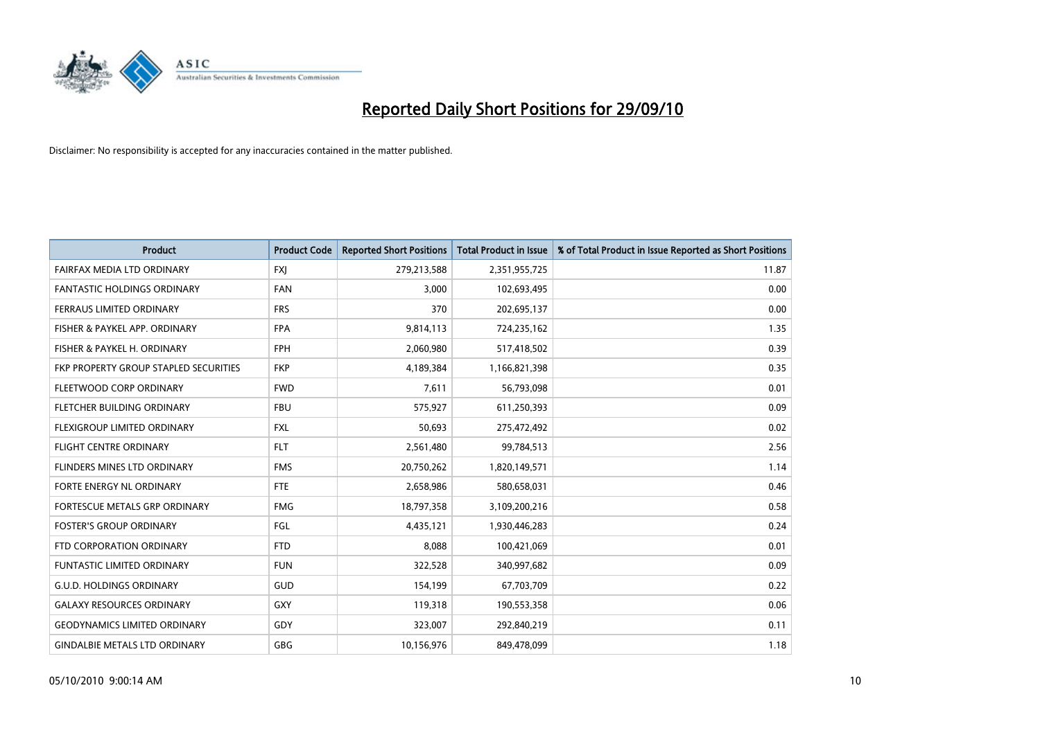# Reported Daily Short Positions for 29/09/10

Disclaimer: No responsibility is accepted for any inaccuracies contained in the matter published.

| Product | Product Code | Reported Short Positions | Total Product in Issue | % of Total Product in Issue Reported as Short Positions |
|---|---|---|---|---|
| FAIRFAX MEDIA LTD ORDINARY | FXJ | 279,213,588 | 2,351,955,725 | 11.87 |
| FANTASTIC HOLDINGS ORDINARY | FAN | 3,000 | 102,693,495 | 0.00 |
| FERRAUS LIMITED ORDINARY | FRS | 370 | 202,695,137 | 0.00 |
| FISHER & PAYKEL APP. ORDINARY | FPA | 9,814,113 | 724,235,162 | 1.35 |
| FISHER & PAYKEL H. ORDINARY | FPH | 2,060,980 | 517,418,502 | 0.39 |
| FKP PROPERTY GROUP STAPLED SECURITIES | FKP | 4,189,384 | 1,166,821,398 | 0.35 |
| FLEETWOOD CORP ORDINARY | FWD | 7,611 | 56,793,098 | 0.01 |
| FLETCHER BUILDING ORDINARY | FBU | 575,927 | 611,250,393 | 0.09 |
| FLEXIGROUP LIMITED ORDINARY | FXL | 50,693 | 275,472,492 | 0.02 |
| FLIGHT CENTRE ORDINARY | FLT | 2,561,480 | 99,784,513 | 2.56 |
| FLINDERS MINES LTD ORDINARY | FMS | 20,750,262 | 1,820,149,571 | 1.14 |
| FORTE ENERGY NL ORDINARY | FTE | 2,658,986 | 580,658,031 | 0.46 |
| FORTESCUE METALS GRP ORDINARY | FMG | 18,797,358 | 3,109,200,216 | 0.58 |
| FOSTER'S GROUP ORDINARY | FGL | 4,435,121 | 1,930,446,283 | 0.24 |
| FTD CORPORATION ORDINARY | FTD | 8,088 | 100,421,069 | 0.01 |
| FUNTASTIC LIMITED ORDINARY | FUN | 322,528 | 340,997,682 | 0.09 |
| G.U.D. HOLDINGS ORDINARY | GUD | 154,199 | 67,703,709 | 0.22 |
| GALAXY RESOURCES ORDINARY | GXY | 119,318 | 190,553,358 | 0.06 |
| GEODYNAMICS LIMITED ORDINARY | GDY | 323,007 | 292,840,219 | 0.11 |
| GINDALBIE METALS LTD ORDINARY | GBG | 10,156,976 | 849,478,099 | 1.18 |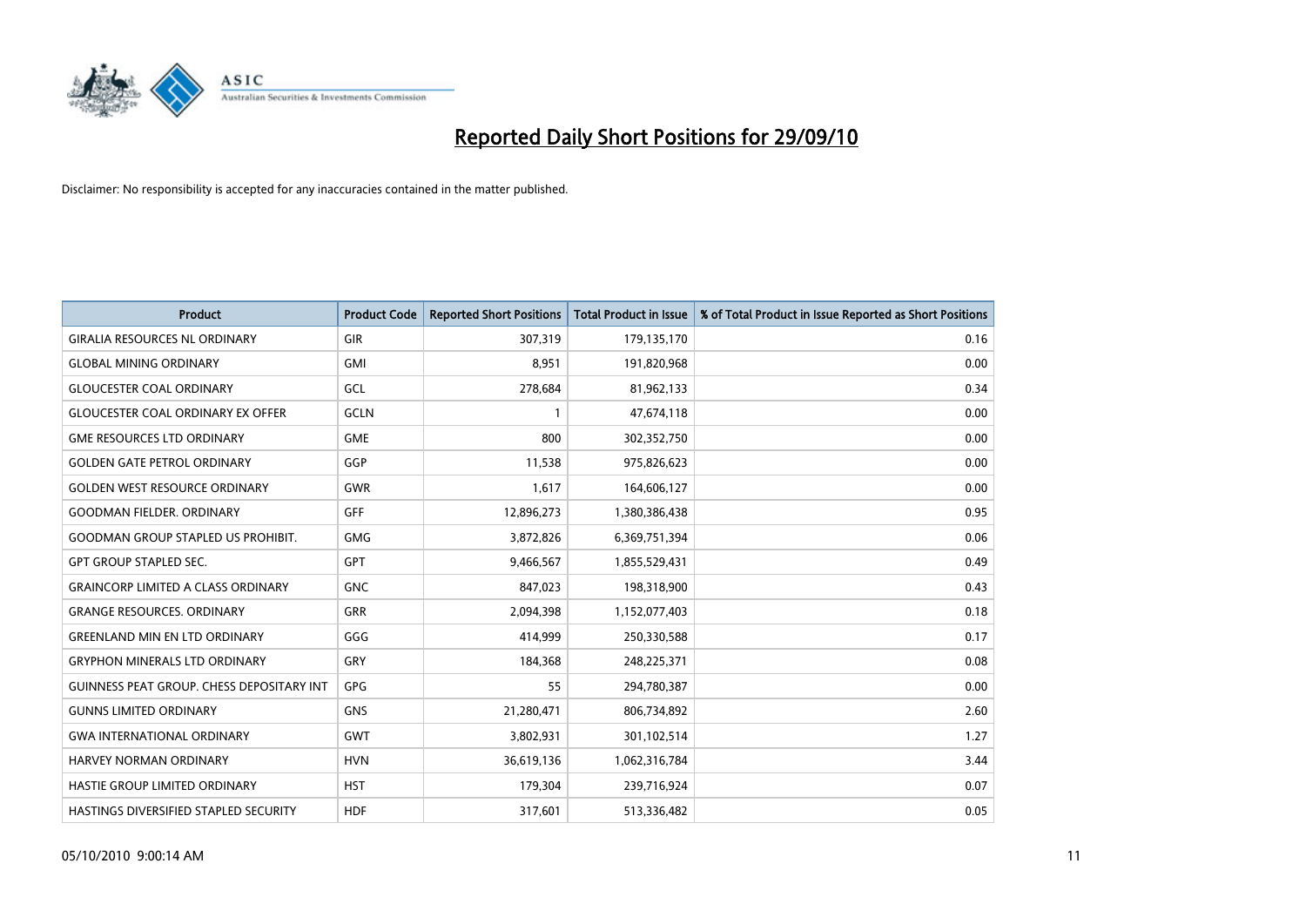# Reported Daily Short Positions for 29/09/10

Disclaimer: No responsibility is accepted for any inaccuracies contained in the matter published.

| Product | Product Code | Reported Short Positions | Total Product in Issue | % of Total Product in Issue Reported as Short Positions |
| --- | --- | --- | --- | --- |
| GIRALIA RESOURCES NL ORDINARY | GIR | 307,319 | 179,135,170 | 0.16 |
| GLOBAL MINING ORDINARY | GMI | 8,951 | 191,820,968 | 0.00 |
| GLOUCESTER COAL ORDINARY | GCL | 278,684 | 81,962,133 | 0.34 |
| GLOUCESTER COAL ORDINARY EX OFFER | GCLN | 1 | 47,674,118 | 0.00 |
| GME RESOURCES LTD ORDINARY | GME | 800 | 302,352,750 | 0.00 |
| GOLDEN GATE PETROL ORDINARY | GGP | 11,538 | 975,826,623 | 0.00 |
| GOLDEN WEST RESOURCE ORDINARY | GWR | 1,617 | 164,606,127 | 0.00 |
| GOODMAN FIELDER. ORDINARY | GFF | 12,896,273 | 1,380,386,438 | 0.95 |
| GOODMAN GROUP STAPLED US PROHIBIT. | GMG | 3,872,826 | 6,369,751,394 | 0.06 |
| GPT GROUP STAPLED SEC. | GPT | 9,466,567 | 1,855,529,431 | 0.49 |
| GRAINCORP LIMITED A CLASS ORDINARY | GNC | 847,023 | 198,318,900 | 0.43 |
| GRANGE RESOURCES. ORDINARY | GRR | 2,094,398 | 1,152,077,403 | 0.18 |
| GREENLAND MIN EN LTD ORDINARY | GGG | 414,999 | 250,330,588 | 0.17 |
| GRYPHON MINERALS LTD ORDINARY | GRY | 184,368 | 248,225,371 | 0.08 |
| GUINNESS PEAT GROUP. CHESS DEPOSITARY INT | GPG | 55 | 294,780,387 | 0.00 |
| GUNNS LIMITED ORDINARY | GNS | 21,280,471 | 806,734,892 | 2.60 |
| GWA INTERNATIONAL ORDINARY | GWT | 3,802,931 | 301,102,514 | 1.27 |
| HARVEY NORMAN ORDINARY | HVN | 36,619,136 | 1,062,316,784 | 3.44 |
| HASTIE GROUP LIMITED ORDINARY | HST | 179,304 | 239,716,924 | 0.07 |
| HASTINGS DIVERSIFIED STAPLED SECURITY | HDF | 317,601 | 513,336,482 | 0.05 |

05/10/2010 9:00:14 AM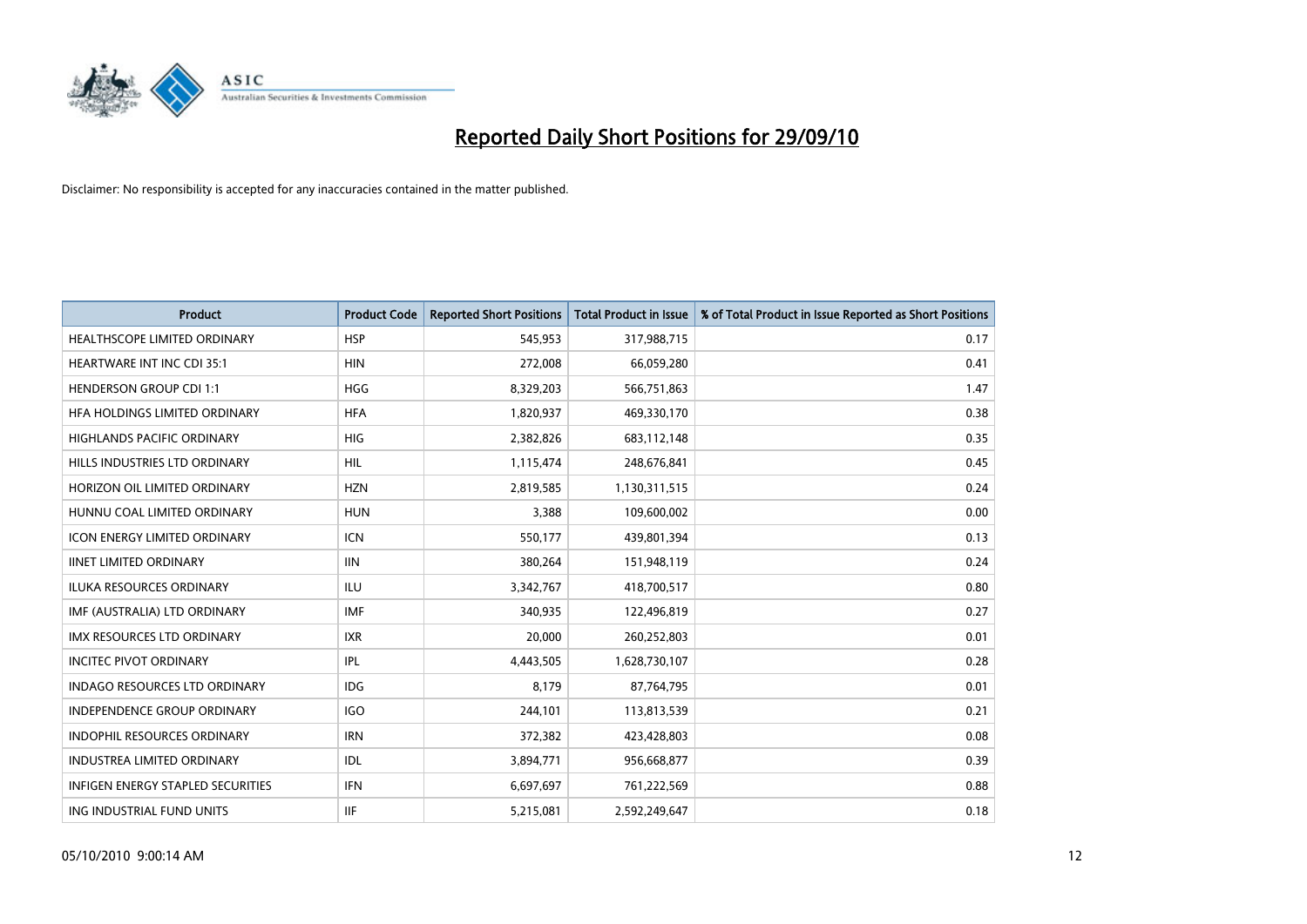# Reported Daily Short Positions for 29/09/10

Disclaimer: No responsibility is accepted for any inaccuracies contained in the matter published.

| Product | Product Code | Reported Short Positions | Total Product in Issue | % of Total Product in Issue Reported as Short Positions |
|---|---|---|---|---|
| HEALTHSCOPE LIMITED ORDINARY | HSP | 545,953 | 317,988,715 | 0.17 |
| HEARTWARE INT INC CDI 35:1 | HIN | 272,008 | 66,059,280 | 0.41 |
| HENDERSON GROUP CDI 1:1 | HGG | 8,329,203 | 566,751,863 | 1.47 |
| HFA HOLDINGS LIMITED ORDINARY | HFA | 1,820,937 | 469,330,170 | 0.38 |
| HIGHLANDS PACIFIC ORDINARY | HIG | 2,382,826 | 683,112,148 | 0.35 |
| HILLS INDUSTRIES LTD ORDINARY | HIL | 1,115,474 | 248,676,841 | 0.45 |
| HORIZON OIL LIMITED ORDINARY | HZN | 2,819,585 | 1,130,311,515 | 0.24 |
| HUNNU COAL LIMITED ORDINARY | HUN | 3,388 | 109,600,002 | 0.00 |
| ICON ENERGY LIMITED ORDINARY | ICN | 550,177 | 439,801,394 | 0.13 |
| IINET LIMITED ORDINARY | IIN | 380,264 | 151,948,119 | 0.24 |
| ILUKA RESOURCES ORDINARY | ILU | 3,342,767 | 418,700,517 | 0.80 |
| IMF (AUSTRALIA) LTD ORDINARY | IMF | 340,935 | 122,496,819 | 0.27 |
| IMX RESOURCES LTD ORDINARY | IXR | 20,000 | 260,252,803 | 0.01 |
| INCITEC PIVOT ORDINARY | IPL | 4,443,505 | 1,628,730,107 | 0.28 |
| INDAGO RESOURCES LTD ORDINARY | IDG | 8,179 | 87,764,795 | 0.01 |
| INDEPENDENCE GROUP ORDINARY | IGO | 244,101 | 113,813,539 | 0.21 |
| INDOPHIL RESOURCES ORDINARY | IRN | 372,382 | 423,428,803 | 0.08 |
| INDUSTREA LIMITED ORDINARY | IDL | 3,894,771 | 956,668,877 | 0.39 |
| INFIGEN ENERGY STAPLED SECURITIES | IFN | 6,697,697 | 761,222,569 | 0.88 |
| ING INDUSTRIAL FUND UNITS | IIF | 5,215,081 | 2,592,249,647 | 0.18 |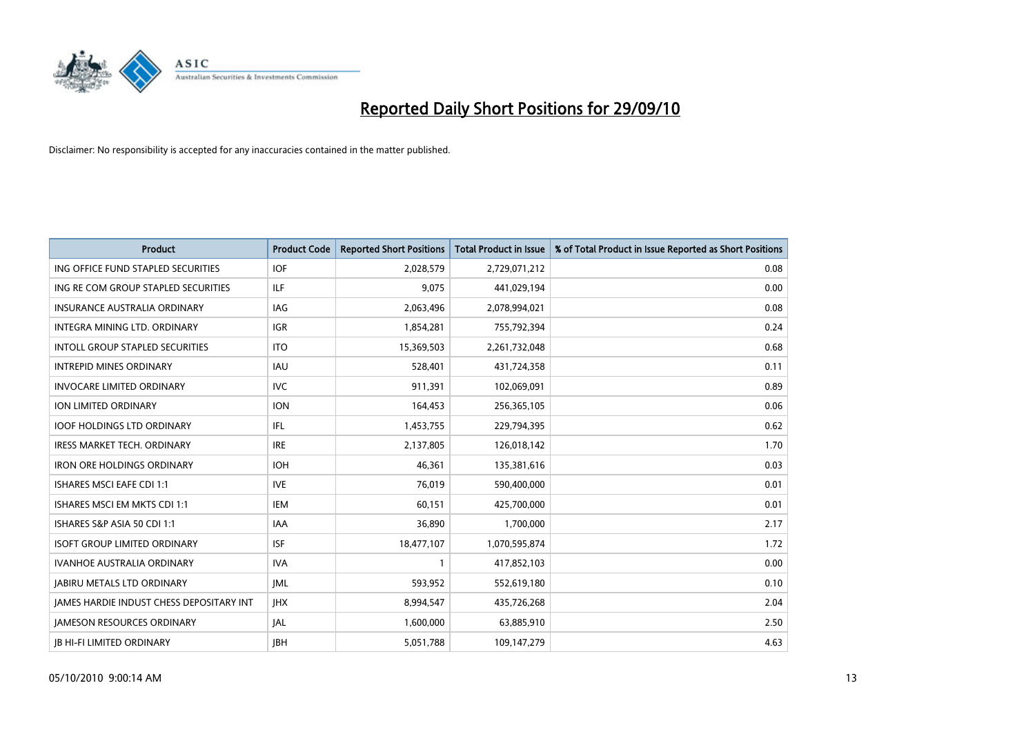# Reported Daily Short Positions for 29/09/10

Disclaimer: No responsibility is accepted for any inaccuracies contained in the matter published.

| Product | Product Code | Reported Short Positions | Total Product in Issue | % of Total Product in Issue Reported as Short Positions |
|---|---|---|---|---|
| ING OFFICE FUND STAPLED SECURITIES | IOF | 2,028,579 | 2,729,071,212 | 0.08 |
| ING RE COM GROUP STAPLED SECURITIES | ILF | 9,075 | 441,029,194 | 0.00 |
| INSURANCE AUSTRALIA ORDINARY | IAG | 2,063,496 | 2,078,994,021 | 0.08 |
| INTEGRA MINING LTD. ORDINARY | IGR | 1,854,281 | 755,792,394 | 0.24 |
| INTOLL GROUP STAPLED SECURITIES | ITO | 15,369,503 | 2,261,732,048 | 0.68 |
| INTREPID MINES ORDINARY | IAU | 528,401 | 431,724,358 | 0.11 |
| INVOCARE LIMITED ORDINARY | IVC | 911,391 | 102,069,091 | 0.89 |
| ION LIMITED ORDINARY | ION | 164,453 | 256,365,105 | 0.06 |
| IOOF HOLDINGS LTD ORDINARY | IFL | 1,453,755 | 229,794,395 | 0.62 |
| IRESS MARKET TECH. ORDINARY | IRE | 2,137,805 | 126,018,142 | 1.70 |
| IRON ORE HOLDINGS ORDINARY | IOH | 46,361 | 135,381,616 | 0.03 |
| ISHARES MSCI EAFE CDI 1:1 | IVE | 76,019 | 590,400,000 | 0.01 |
| ISHARES MSCI EM MKTS CDI 1:1 | IEM | 60,151 | 425,700,000 | 0.01 |
| ISHARES S&P ASIA 50 CDI 1:1 | IAA | 36,890 | 1,700,000 | 2.17 |
| ISOFT GROUP LIMITED ORDINARY | ISF | 18,477,107 | 1,070,595,874 | 1.72 |
| IVANHOE AUSTRALIA ORDINARY | IVA | 1 | 417,852,103 | 0.00 |
| JABIRU METALS LTD ORDINARY | JML | 593,952 | 552,619,180 | 0.10 |
| JAMES HARDIE INDUST CHESS DEPOSITARY INT | JHX | 8,994,547 | 435,726,268 | 2.04 |
| JAMESON RESOURCES ORDINARY | JAL | 1,600,000 | 63,885,910 | 2.50 |
| JB HI-FI LIMITED ORDINARY | JBH | 5,051,788 | 109,147,279 | 4.63 |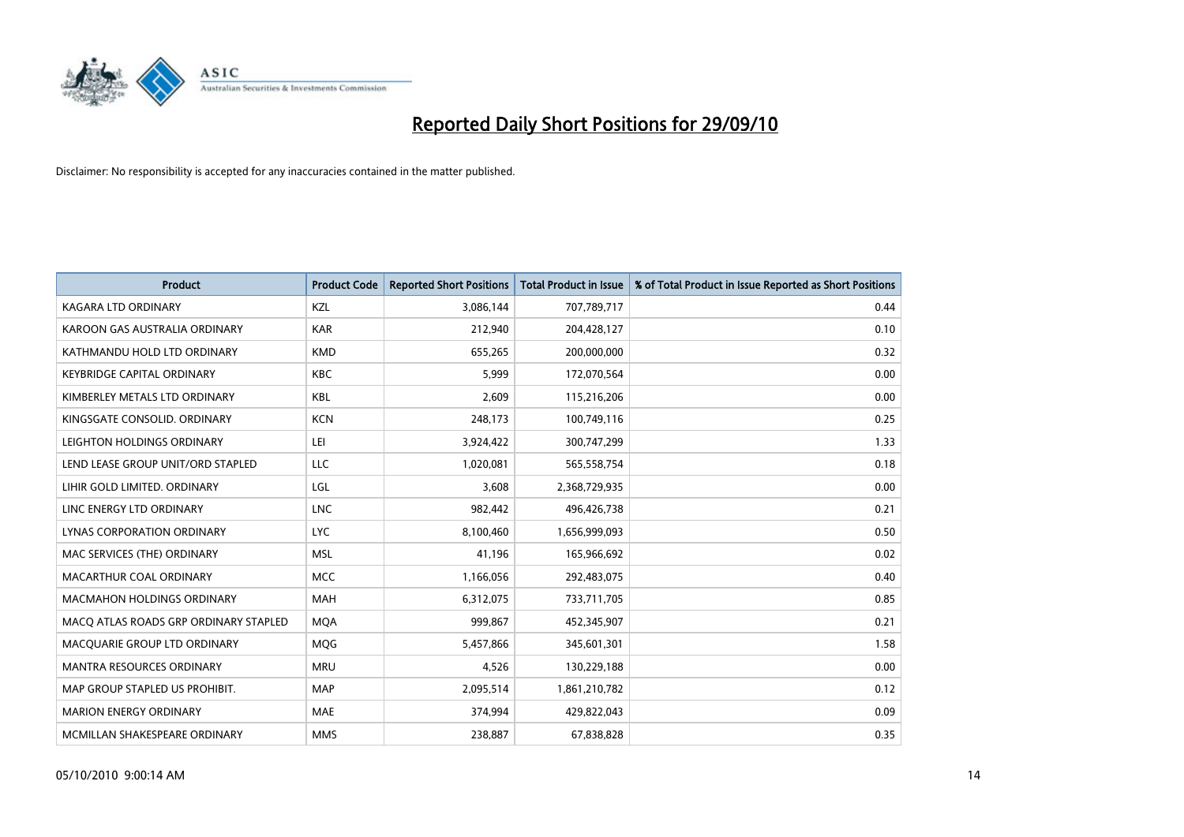# Reported Daily Short Positions for 29/09/10

Disclaimer: No responsibility is accepted for any inaccuracies contained in the matter published.

| Product | Product Code | Reported Short Positions | Total Product in Issue | % of Total Product in Issue Reported as Short Positions |
|---|---|---|---|---|
| KAGARA LTD ORDINARY | KZL | 3,086,144 | 707,789,717 | 0.44 |
| KAROON GAS AUSTRALIA ORDINARY | KAR | 212,940 | 204,428,127 | 0.10 |
| KATHMANDU HOLD LTD ORDINARY | KMD | 655,265 | 200,000,000 | 0.32 |
| KEYBRIDGE CAPITAL ORDINARY | KBC | 5,999 | 172,070,564 | 0.00 |
| KIMBERLEY METALS LTD ORDINARY | KBL | 2,609 | 115,216,206 | 0.00 |
| KINGSGATE CONSOLID. ORDINARY | KCN | 248,173 | 100,749,116 | 0.25 |
| LEIGHTON HOLDINGS ORDINARY | LEI | 3,924,422 | 300,747,299 | 1.33 |
| LEND LEASE GROUP UNIT/ORD STAPLED | LLC | 1,020,081 | 565,558,754 | 0.18 |
| LIHIR GOLD LIMITED. ORDINARY | LGL | 3,608 | 2,368,729,935 | 0.00 |
| LINC ENERGY LTD ORDINARY | LNC | 982,442 | 496,426,738 | 0.21 |
| LYNAS CORPORATION ORDINARY | LYC | 8,100,460 | 1,656,999,093 | 0.50 |
| MAC SERVICES (THE) ORDINARY | MSL | 41,196 | 165,966,692 | 0.02 |
| MACARTHUR COAL ORDINARY | MCC | 1,166,056 | 292,483,075 | 0.40 |
| MACMAHON HOLDINGS ORDINARY | MAH | 6,312,075 | 733,711,705 | 0.85 |
| MACQ ATLAS ROADS GRP ORDINARY STAPLED | MQA | 999,867 | 452,345,907 | 0.21 |
| MACQUARIE GROUP LTD ORDINARY | MQG | 5,457,866 | 345,601,301 | 1.58 |
| MANTRA RESOURCES ORDINARY | MRU | 4,526 | 130,229,188 | 0.00 |
| MAP GROUP STAPLED US PROHIBIT. | MAP | 2,095,514 | 1,861,210,782 | 0.12 |
| MARION ENERGY ORDINARY | MAE | 374,994 | 429,822,043 | 0.09 |
| MCMILLAN SHAKESPEARE ORDINARY | MMS | 238,887 | 67,838,828 | 0.35 |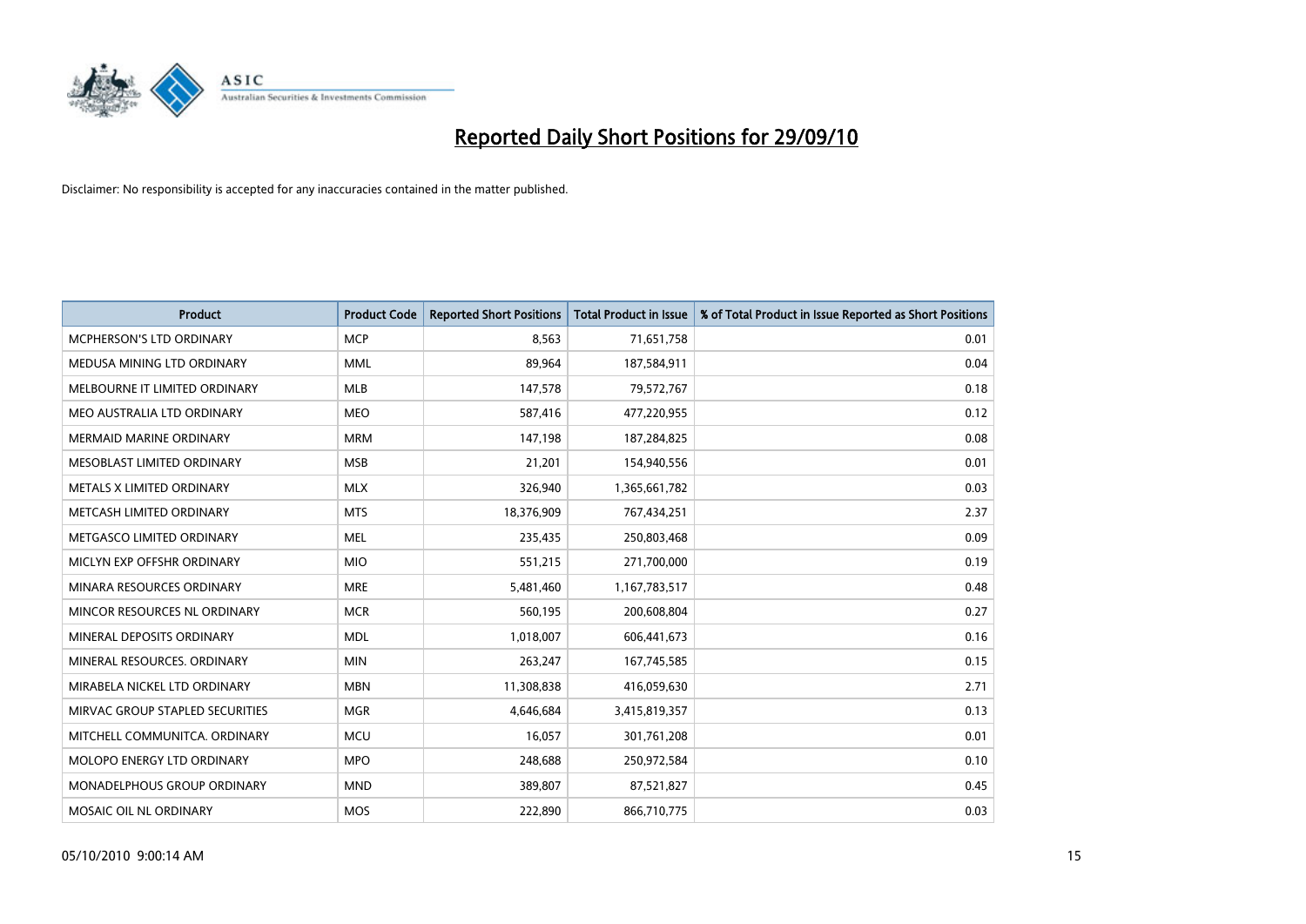# Reported Daily Short Positions for 29/09/10

Disclaimer: No responsibility is accepted for any inaccuracies contained in the matter published.

| Product | Product Code | Reported Short Positions | Total Product in Issue | % of Total Product in Issue Reported as Short Positions |
|---|---|---|---|---|
| MCPHERSON'S LTD ORDINARY | MCP | 8,563 | 71,651,758 | 0.01 |
| MEDUSA MINING LTD ORDINARY | MML | 89,964 | 187,584,911 | 0.04 |
| MELBOURNE IT LIMITED ORDINARY | MLB | 147,578 | 79,572,767 | 0.18 |
| MEO AUSTRALIA LTD ORDINARY | MEO | 587,416 | 477,220,955 | 0.12 |
| MERMAID MARINE ORDINARY | MRM | 147,198 | 187,284,825 | 0.08 |
| MESOBLAST LIMITED ORDINARY | MSB | 21,201 | 154,940,556 | 0.01 |
| METALS X LIMITED ORDINARY | MLX | 326,940 | 1,365,661,782 | 0.03 |
| METCASH LIMITED ORDINARY | MTS | 18,376,909 | 767,434,251 | 2.37 |
| METGASCO LIMITED ORDINARY | MEL | 235,435 | 250,803,468 | 0.09 |
| MICLYN EXP OFFSHR ORDINARY | MIO | 551,215 | 271,700,000 | 0.19 |
| MINARA RESOURCES ORDINARY | MRE | 5,481,460 | 1,167,783,517 | 0.48 |
| MINCOR RESOURCES NL ORDINARY | MCR | 560,195 | 200,608,804 | 0.27 |
| MINERAL DEPOSITS ORDINARY | MDL | 1,018,007 | 606,441,673 | 0.16 |
| MINERAL RESOURCES. ORDINARY | MIN | 263,247 | 167,745,585 | 0.15 |
| MIRABELA NICKEL LTD ORDINARY | MBN | 11,308,838 | 416,059,630 | 2.71 |
| MIRVAC GROUP STAPLED SECURITIES | MGR | 4,646,684 | 3,415,819,357 | 0.13 |
| MITCHELL COMMUNITCA. ORDINARY | MCU | 16,057 | 301,761,208 | 0.01 |
| MOLOPO ENERGY LTD ORDINARY | MPO | 248,688 | 250,972,584 | 0.10 |
| MONADELPHOUS GROUP ORDINARY | MND | 389,807 | 87,521,827 | 0.45 |
| MOSAIC OIL NL ORDINARY | MOS | 222,890 | 866,710,775 | 0.03 |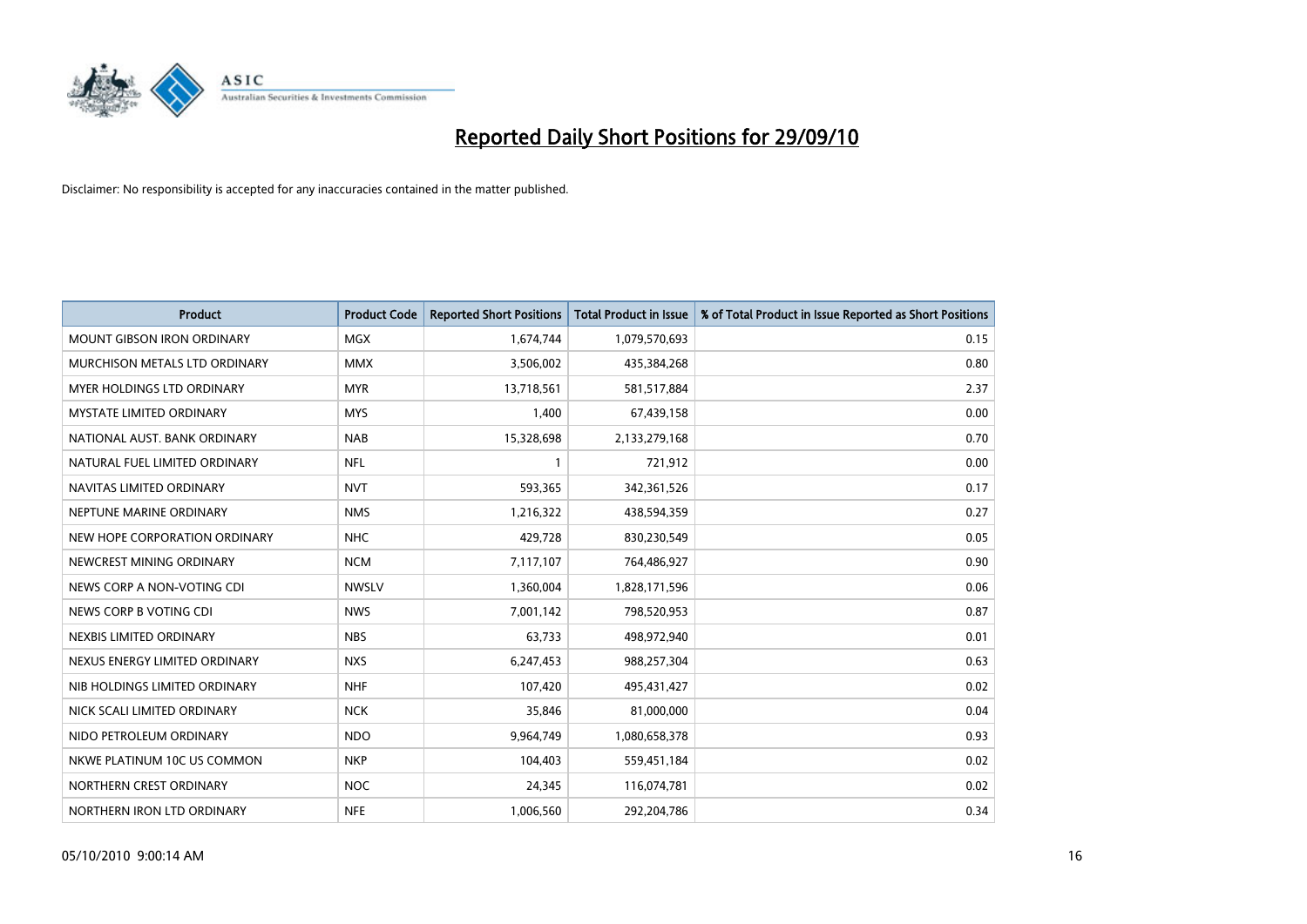# Reported Daily Short Positions for 29/09/10

Disclaimer: No responsibility is accepted for any inaccuracies contained in the matter published.

| Product | Product Code | Reported Short Positions | Total Product in Issue | % of Total Product in Issue Reported as Short Positions |
|---|---|---|---|---|
| MOUNT GIBSON IRON ORDINARY | MGX | 1,674,744 | 1,079,570,693 | 0.15 |
| MURCHISON METALS LTD ORDINARY | MMX | 3,506,002 | 435,384,268 | 0.80 |
| MYER HOLDINGS LTD ORDINARY | MYR | 13,718,561 | 581,517,884 | 2.37 |
| MYSTATE LIMITED ORDINARY | MYS | 1,400 | 67,439,158 | 0.00 |
| NATIONAL AUST. BANK ORDINARY | NAB | 15,328,698 | 2,133,279,168 | 0.70 |
| NATURAL FUEL LIMITED ORDINARY | NFL | 1 | 721,912 | 0.00 |
| NAVITAS LIMITED ORDINARY | NVT | 593,365 | 342,361,526 | 0.17 |
| NEPTUNE MARINE ORDINARY | NMS | 1,216,322 | 438,594,359 | 0.27 |
| NEW HOPE CORPORATION ORDINARY | NHC | 429,728 | 830,230,549 | 0.05 |
| NEWCREST MINING ORDINARY | NCM | 7,117,107 | 764,486,927 | 0.90 |
| NEWS CORP A NON-VOTING CDI | NWSLV | 1,360,004 | 1,828,171,596 | 0.06 |
| NEWS CORP B VOTING CDI | NWS | 7,001,142 | 798,520,953 | 0.87 |
| NEXBIS LIMITED ORDINARY | NBS | 63,733 | 498,972,940 | 0.01 |
| NEXUS ENERGY LIMITED ORDINARY | NXS | 6,247,453 | 988,257,304 | 0.63 |
| NIB HOLDINGS LIMITED ORDINARY | NHF | 107,420 | 495,431,427 | 0.02 |
| NICK SCALI LIMITED ORDINARY | NCK | 35,846 | 81,000,000 | 0.04 |
| NIDO PETROLEUM ORDINARY | NDO | 9,964,749 | 1,080,658,378 | 0.93 |
| NKWE PLATINUM 10C US COMMON | NKP | 104,403 | 559,451,184 | 0.02 |
| NORTHERN CREST ORDINARY | NOC | 24,345 | 116,074,781 | 0.02 |
| NORTHERN IRON LTD ORDINARY | NFE | 1,006,560 | 292,204,786 | 0.34 |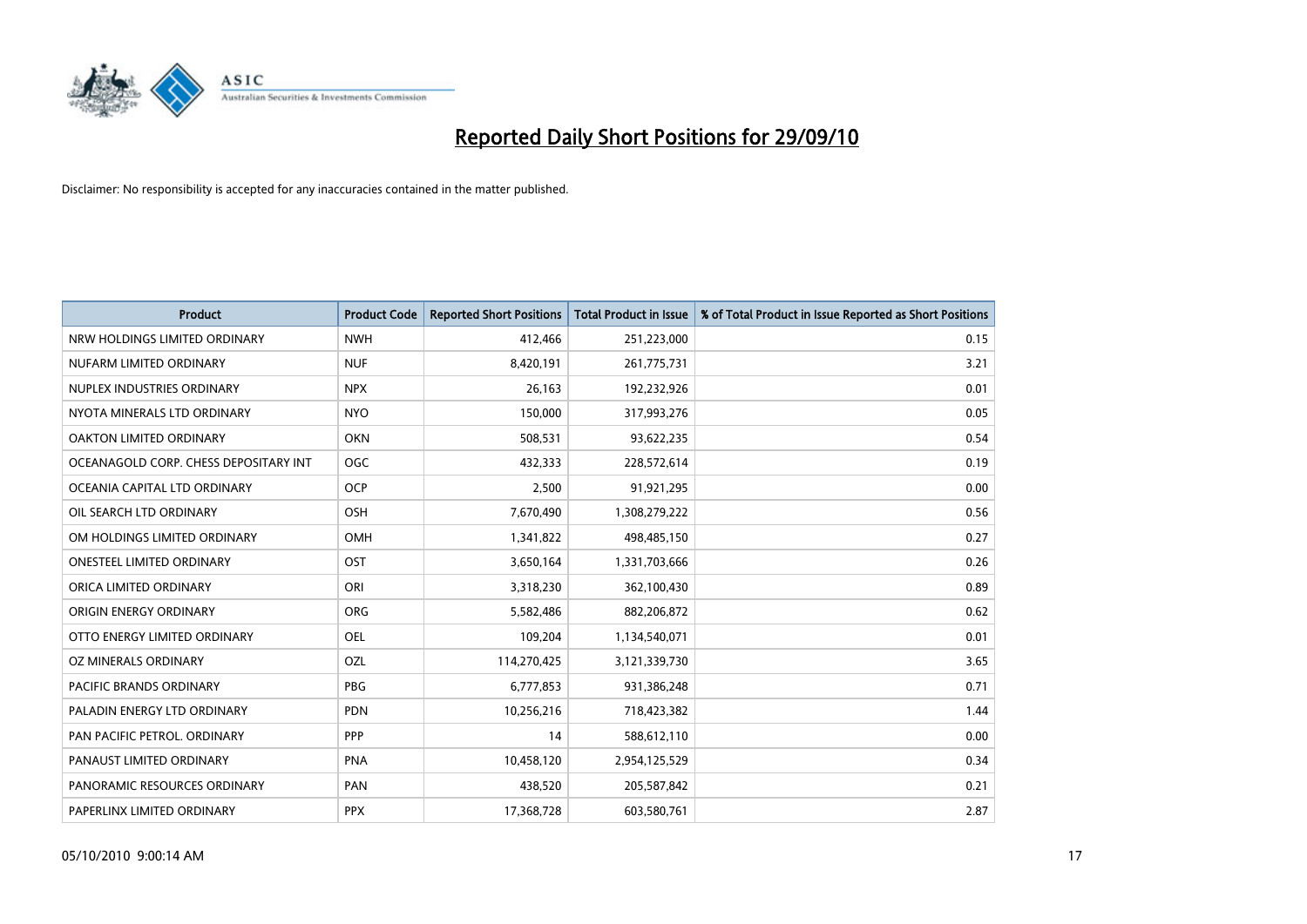# Reported Daily Short Positions for 29/09/10

Disclaimer: No responsibility is accepted for any inaccuracies contained in the matter published.

| Product | Product Code | Reported Short Positions | Total Product in Issue | % of Total Product in Issue Reported as Short Positions |
|---|---|---|---|---|
| NRW HOLDINGS LIMITED ORDINARY | NWH | 412,466 | 251,223,000 | 0.15 |
| NUFARM LIMITED ORDINARY | NUF | 8,420,191 | 261,775,731 | 3.21 |
| NUPLEX INDUSTRIES ORDINARY | NPX | 26,163 | 192,232,926 | 0.01 |
| NYOTA MINERALS LTD ORDINARY | NYO | 150,000 | 317,993,276 | 0.05 |
| OAKTON LIMITED ORDINARY | OKN | 508,531 | 93,622,235 | 0.54 |
| OCEANAGOLD CORP. CHESS DEPOSITARY INT | OGC | 432,333 | 228,572,614 | 0.19 |
| OCEANIA CAPITAL LTD ORDINARY | OCP | 2,500 | 91,921,295 | 0.00 |
| OIL SEARCH LTD ORDINARY | OSH | 7,670,490 | 1,308,279,222 | 0.56 |
| OM HOLDINGS LIMITED ORDINARY | OMH | 1,341,822 | 498,485,150 | 0.27 |
| ONESTEEL LIMITED ORDINARY | OST | 3,650,164 | 1,331,703,666 | 0.26 |
| ORICA LIMITED ORDINARY | ORI | 3,318,230 | 362,100,430 | 0.89 |
| ORIGIN ENERGY ORDINARY | ORG | 5,582,486 | 882,206,872 | 0.62 |
| OTTO ENERGY LIMITED ORDINARY | OEL | 109,204 | 1,134,540,071 | 0.01 |
| OZ MINERALS ORDINARY | OZL | 114,270,425 | 3,121,339,730 | 3.65 |
| PACIFIC BRANDS ORDINARY | PBG | 6,777,853 | 931,386,248 | 0.71 |
| PALADIN ENERGY LTD ORDINARY | PDN | 10,256,216 | 718,423,382 | 1.44 |
| PAN PACIFIC PETROL. ORDINARY | PPP | 14 | 588,612,110 | 0.00 |
| PANAUST LIMITED ORDINARY | PNA | 10,458,120 | 2,954,125,529 | 0.34 |
| PANORAMIC RESOURCES ORDINARY | PAN | 438,520 | 205,587,842 | 0.21 |
| PAPERLINX LIMITED ORDINARY | PPX | 17,368,728 | 603,580,761 | 2.87 |

05/10/2010 9:00:14 AM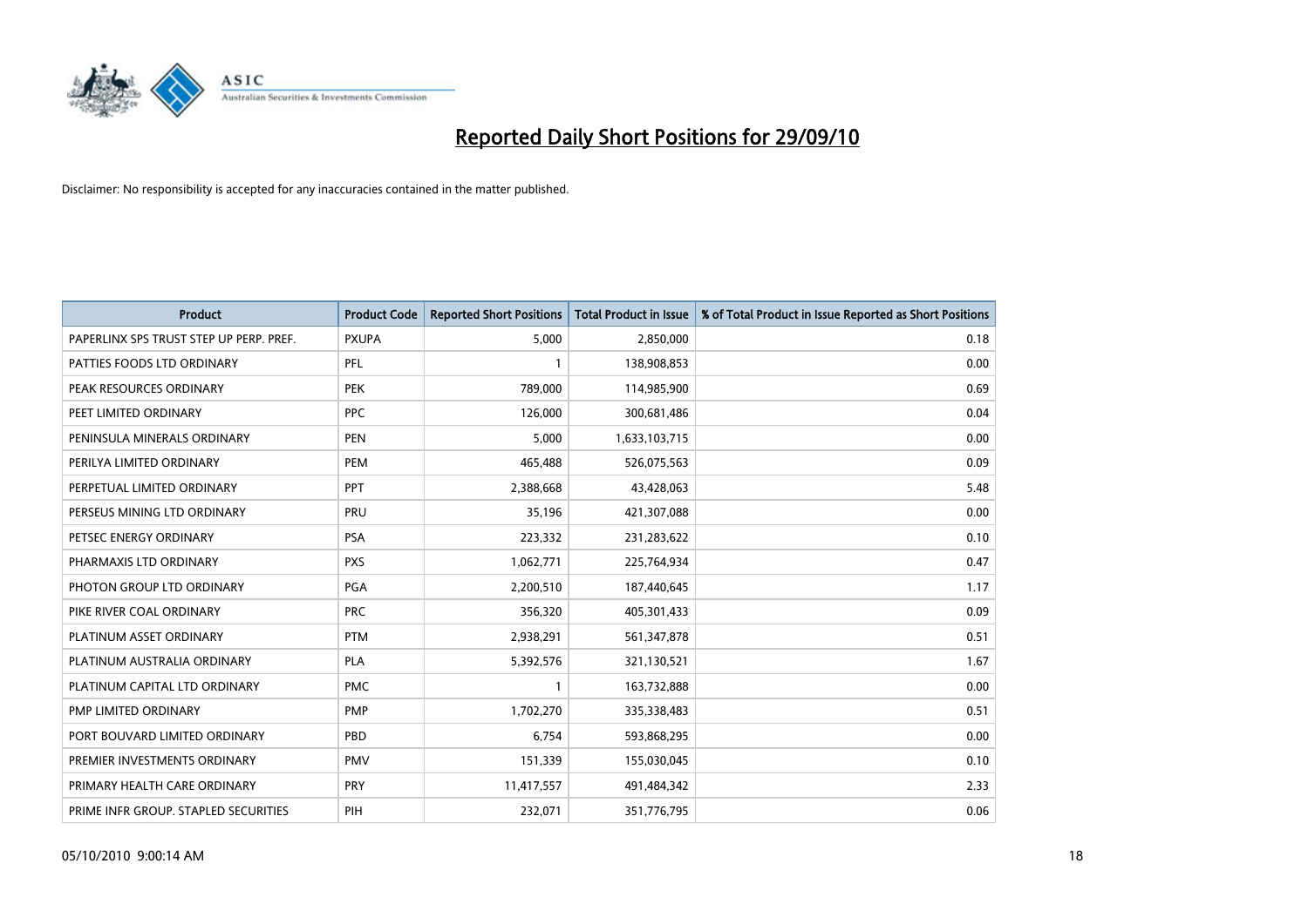# Reported Daily Short Positions for 29/09/10

Disclaimer: No responsibility is accepted for any inaccuracies contained in the matter published.

| Product | Product Code | Reported Short Positions | Total Product in Issue | % of Total Product in Issue Reported as Short Positions |
|---|---|---|---|---|
| PAPERLINX SPS TRUST STEP UP PERP. PREF. | PXUPA | 5,000 | 2,850,000 | 0.18 |
| PATTIES FOODS LTD ORDINARY | PFL | 1 | 138,908,853 | 0.00 |
| PEAK RESOURCES ORDINARY | PEK | 789,000 | 114,985,900 | 0.69 |
| PEET LIMITED ORDINARY | PPC | 126,000 | 300,681,486 | 0.04 |
| PENINSULA MINERALS ORDINARY | PEN | 5,000 | 1,633,103,715 | 0.00 |
| PERILYA LIMITED ORDINARY | PEM | 465,488 | 526,075,563 | 0.09 |
| PERPETUAL LIMITED ORDINARY | PPT | 2,388,668 | 43,428,063 | 5.48 |
| PERSEUS MINING LTD ORDINARY | PRU | 35,196 | 421,307,088 | 0.00 |
| PETSEC ENERGY ORDINARY | PSA | 223,332 | 231,283,622 | 0.10 |
| PHARMAXIS LTD ORDINARY | PXS | 1,062,771 | 225,764,934 | 0.47 |
| PHOTON GROUP LTD ORDINARY | PGA | 2,200,510 | 187,440,645 | 1.17 |
| PIKE RIVER COAL ORDINARY | PRC | 356,320 | 405,301,433 | 0.09 |
| PLATINUM ASSET ORDINARY | PTM | 2,938,291 | 561,347,878 | 0.51 |
| PLATINUM AUSTRALIA ORDINARY | PLA | 5,392,576 | 321,130,521 | 1.67 |
| PLATINUM CAPITAL LTD ORDINARY | PMC | 1 | 163,732,888 | 0.00 |
| PMP LIMITED ORDINARY | PMP | 1,702,270 | 335,338,483 | 0.51 |
| PORT BOUVARD LIMITED ORDINARY | PBD | 6,754 | 593,868,295 | 0.00 |
| PREMIER INVESTMENTS ORDINARY | PMV | 151,339 | 155,030,045 | 0.10 |
| PRIMARY HEALTH CARE ORDINARY | PRY | 11,417,557 | 491,484,342 | 2.33 |
| PRIME INFR GROUP. STAPLED SECURITIES | PIH | 232,071 | 351,776,795 | 0.06 |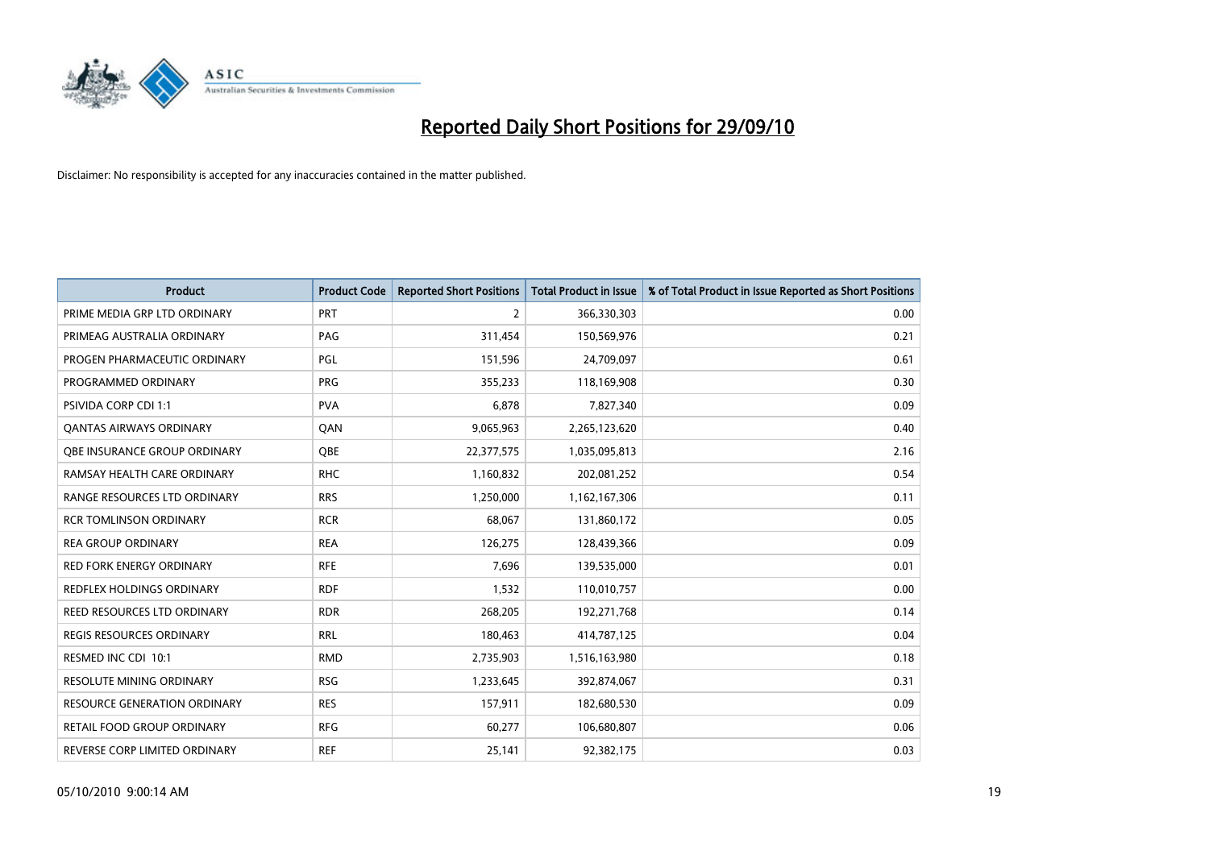# Reported Daily Short Positions for 29/09/10

Disclaimer: No responsibility is accepted for any inaccuracies contained in the matter published.

| Product | Product Code | Reported Short Positions | Total Product in Issue | % of Total Product in Issue Reported as Short Positions |
| --- | --- | --- | --- | --- |
| PRIME MEDIA GRP LTD ORDINARY | PRT | 2 | 366,330,303 | 0.00 |
| PRIMEAG AUSTRALIA ORDINARY | PAG | 311,454 | 150,569,976 | 0.21 |
| PROGEN PHARMACEUTIC ORDINARY | PGL | 151,596 | 24,709,097 | 0.61 |
| PROGRAMMED ORDINARY | PRG | 355,233 | 118,169,908 | 0.30 |
| PSIVIDA CORP CDI 1:1 | PVA | 6,878 | 7,827,340 | 0.09 |
| QANTAS AIRWAYS ORDINARY | QAN | 9,065,963 | 2,265,123,620 | 0.40 |
| QBE INSURANCE GROUP ORDINARY | QBE | 22,377,575 | 1,035,095,813 | 2.16 |
| RAMSAY HEALTH CARE ORDINARY | RHC | 1,160,832 | 202,081,252 | 0.54 |
| RANGE RESOURCES LTD ORDINARY | RRS | 1,250,000 | 1,162,167,306 | 0.11 |
| RCR TOMLINSON ORDINARY | RCR | 68,067 | 131,860,172 | 0.05 |
| REA GROUP ORDINARY | REA | 126,275 | 128,439,366 | 0.09 |
| RED FORK ENERGY ORDINARY | RFE | 7,696 | 139,535,000 | 0.01 |
| REDFLEX HOLDINGS ORDINARY | RDF | 1,532 | 110,010,757 | 0.00 |
| REED RESOURCES LTD ORDINARY | RDR | 268,205 | 192,271,768 | 0.14 |
| REGIS RESOURCES ORDINARY | RRL | 180,463 | 414,787,125 | 0.04 |
| RESMED INC CDI 10:1 | RMD | 2,735,903 | 1,516,163,980 | 0.18 |
| RESOLUTE MINING ORDINARY | RSG | 1,233,645 | 392,874,067 | 0.31 |
| RESOURCE GENERATION ORDINARY | RES | 157,911 | 182,680,530 | 0.09 |
| RETAIL FOOD GROUP ORDINARY | RFG | 60,277 | 106,680,807 | 0.06 |
| REVERSE CORP LIMITED ORDINARY | REF | 25,141 | 92,382,175 | 0.03 |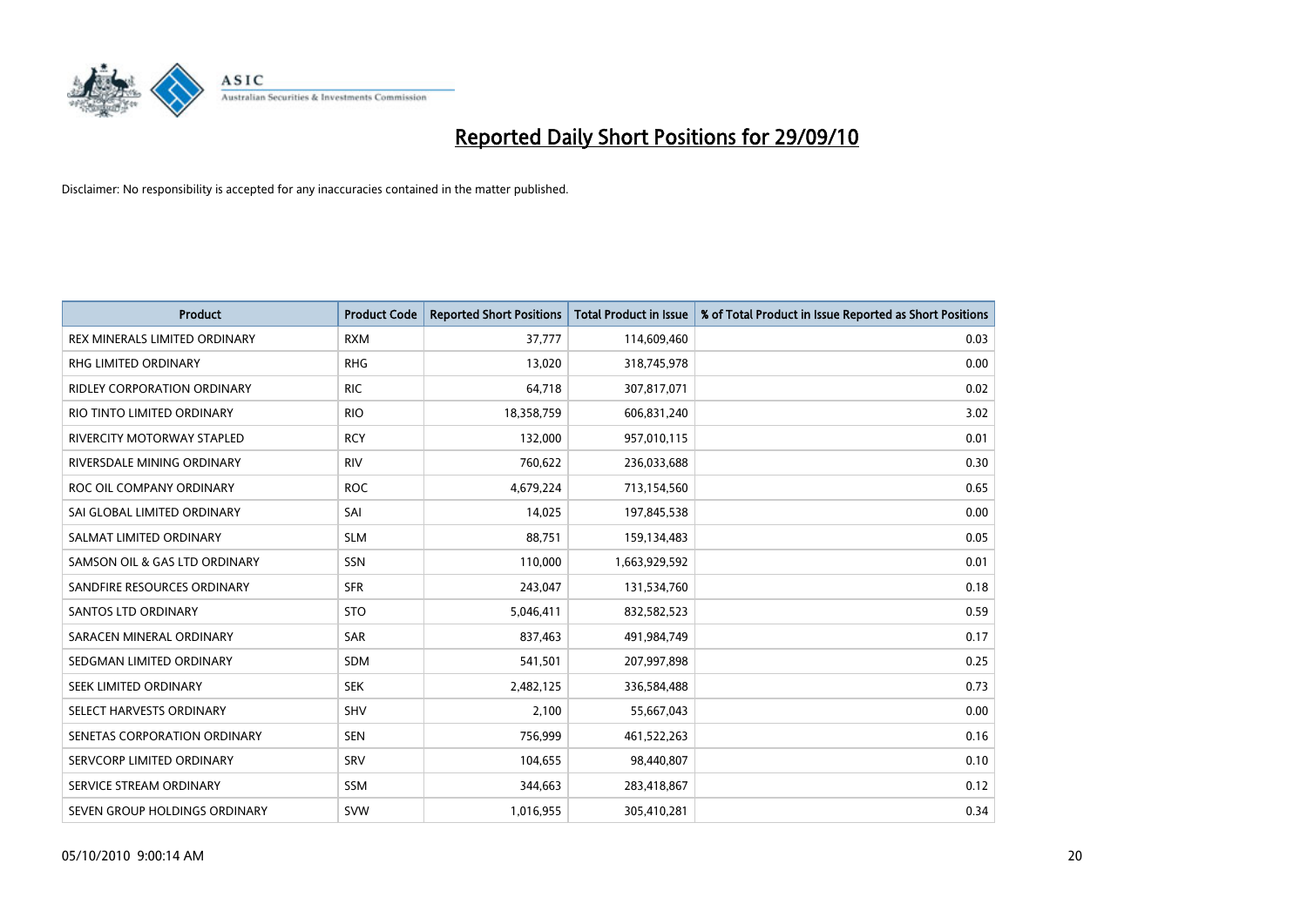# Reported Daily Short Positions for 29/09/10

Disclaimer: No responsibility is accepted for any inaccuracies contained in the matter published.

| Product | Product Code | Reported Short Positions | Total Product in Issue | % of Total Product in Issue Reported as Short Positions |
|---|---|---|---|---|
| REX MINERALS LIMITED ORDINARY | RXM | 37,777 | 114,609,460 | 0.03 |
| RHG LIMITED ORDINARY | RHG | 13,020 | 318,745,978 | 0.00 |
| RIDLEY CORPORATION ORDINARY | RIC | 64,718 | 307,817,071 | 0.02 |
| RIO TINTO LIMITED ORDINARY | RIO | 18,358,759 | 606,831,240 | 3.02 |
| RIVERCITY MOTORWAY STAPLED | RCY | 132,000 | 957,010,115 | 0.01 |
| RIVERSDALE MINING ORDINARY | RIV | 760,622 | 236,033,688 | 0.30 |
| ROC OIL COMPANY ORDINARY | ROC | 4,679,224 | 713,154,560 | 0.65 |
| SAI GLOBAL LIMITED ORDINARY | SAI | 14,025 | 197,845,538 | 0.00 |
| SALMAT LIMITED ORDINARY | SLM | 88,751 | 159,134,483 | 0.05 |
| SAMSON OIL & GAS LTD ORDINARY | SSN | 110,000 | 1,663,929,592 | 0.01 |
| SANDFIRE RESOURCES ORDINARY | SFR | 243,047 | 131,534,760 | 0.18 |
| SANTOS LTD ORDINARY | STO | 5,046,411 | 832,582,523 | 0.59 |
| SARACEN MINERAL ORDINARY | SAR | 837,463 | 491,984,749 | 0.17 |
| SEDGMAN LIMITED ORDINARY | SDM | 541,501 | 207,997,898 | 0.25 |
| SEEK LIMITED ORDINARY | SEK | 2,482,125 | 336,584,488 | 0.73 |
| SELECT HARVESTS ORDINARY | SHV | 2,100 | 55,667,043 | 0.00 |
| SENETAS CORPORATION ORDINARY | SEN | 756,999 | 461,522,263 | 0.16 |
| SERVCORP LIMITED ORDINARY | SRV | 104,655 | 98,440,807 | 0.10 |
| SERVICE STREAM ORDINARY | SSM | 344,663 | 283,418,867 | 0.12 |
| SEVEN GROUP HOLDINGS ORDINARY | SVW | 1,016,955 | 305,410,281 | 0.34 |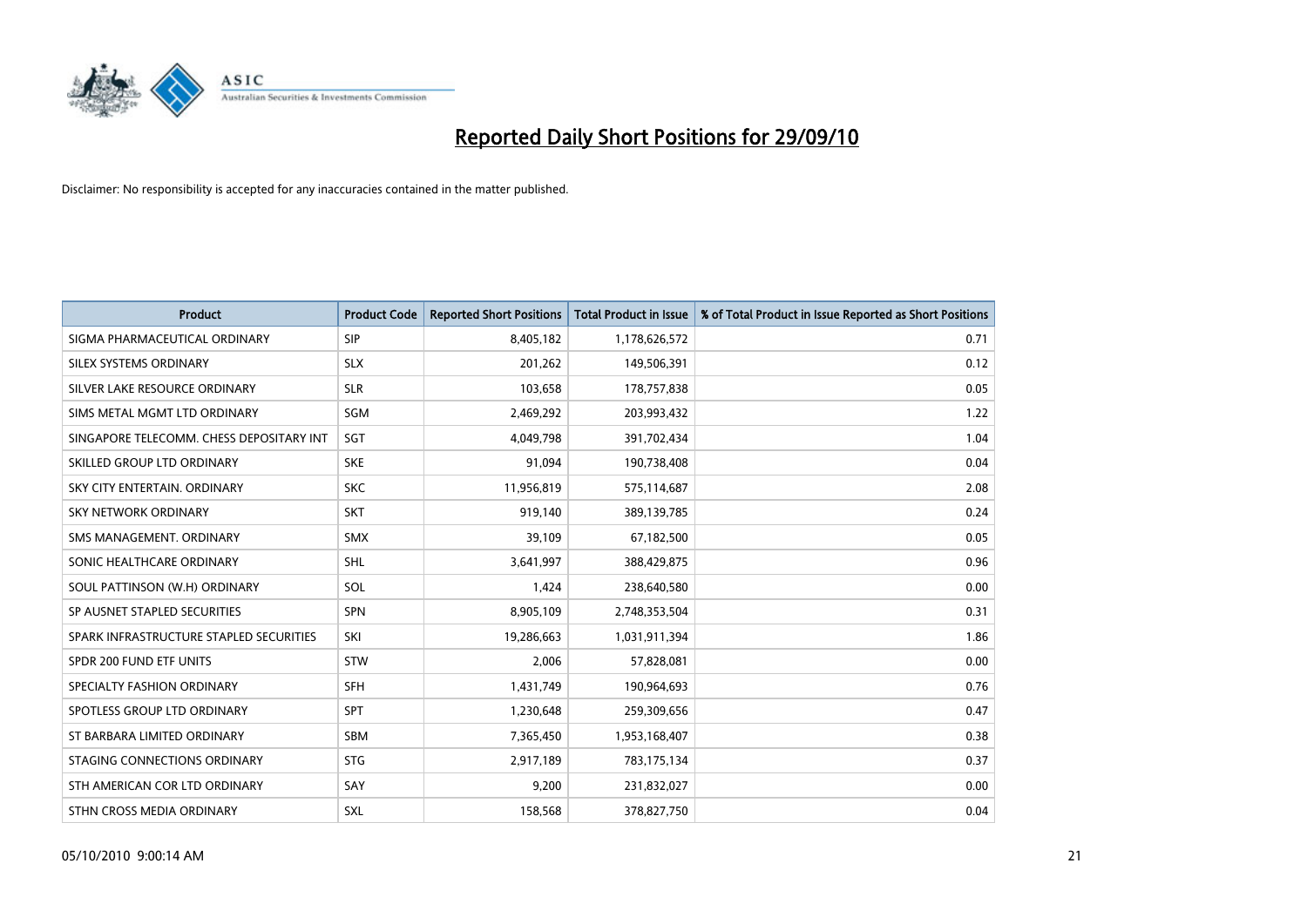# Reported Daily Short Positions for 29/09/10

Disclaimer: No responsibility is accepted for any inaccuracies contained in the matter published.

| Product | Product Code | Reported Short Positions | Total Product in Issue | % of Total Product in Issue Reported as Short Positions |
|---|---|---|---|---|
| SIGMA PHARMACEUTICAL ORDINARY | SIP | 8,405,182 | 1,178,626,572 | 0.71 |
| SILEX SYSTEMS ORDINARY | SLX | 201,262 | 149,506,391 | 0.12 |
| SILVER LAKE RESOURCE ORDINARY | SLR | 103,658 | 178,757,838 | 0.05 |
| SIMS METAL MGMT LTD ORDINARY | SGM | 2,469,292 | 203,993,432 | 1.22 |
| SINGAPORE TELECOMM. CHESS DEPOSITARY INT | SGT | 4,049,798 | 391,702,434 | 1.04 |
| SKILLED GROUP LTD ORDINARY | SKE | 91,094 | 190,738,408 | 0.04 |
| SKY CITY ENTERTAIN. ORDINARY | SKC | 11,956,819 | 575,114,687 | 2.08 |
| SKY NETWORK ORDINARY | SKT | 919,140 | 389,139,785 | 0.24 |
| SMS MANAGEMENT. ORDINARY | SMX | 39,109 | 67,182,500 | 0.05 |
| SONIC HEALTHCARE ORDINARY | SHL | 3,641,997 | 388,429,875 | 0.96 |
| SOUL PATTINSON (W.H) ORDINARY | SOL | 1,424 | 238,640,580 | 0.00 |
| SP AUSNET STAPLED SECURITIES | SPN | 8,905,109 | 2,748,353,504 | 0.31 |
| SPARK INFRASTRUCTURE STAPLED SECURITIES | SKI | 19,286,663 | 1,031,911,394 | 1.86 |
| SPDR 200 FUND ETF UNITS | STW | 2,006 | 57,828,081 | 0.00 |
| SPECIALTY FASHION ORDINARY | SFH | 1,431,749 | 190,964,693 | 0.76 |
| SPOTLESS GROUP LTD ORDINARY | SPT | 1,230,648 | 259,309,656 | 0.47 |
| ST BARBARA LIMITED ORDINARY | SBM | 7,365,450 | 1,953,168,407 | 0.38 |
| STAGING CONNECTIONS ORDINARY | STG | 2,917,189 | 783,175,134 | 0.37 |
| STH AMERICAN COR LTD ORDINARY | SAY | 9,200 | 231,832,027 | 0.00 |
| STHN CROSS MEDIA ORDINARY | SXL | 158,568 | 378,827,750 | 0.04 |

05/10/2010 9:00:14 AM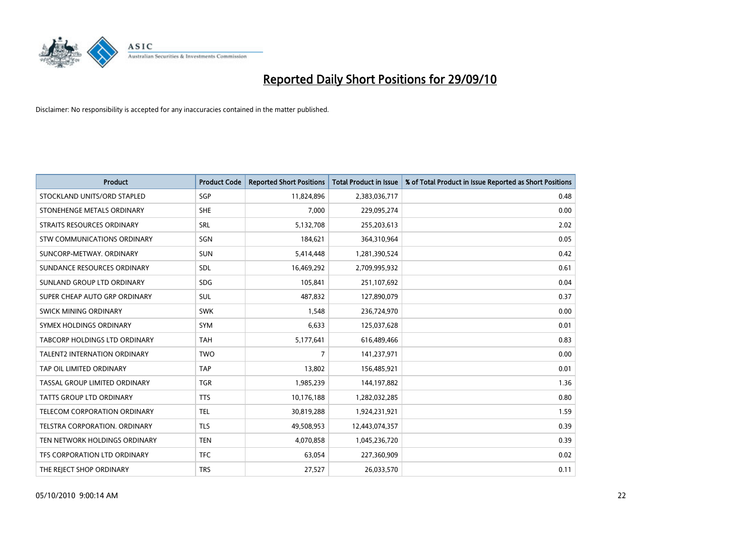# Reported Daily Short Positions for 29/09/10

Disclaimer: No responsibility is accepted for any inaccuracies contained in the matter published.

| Product | Product Code | Reported Short Positions | Total Product in Issue | % of Total Product in Issue Reported as Short Positions |
|---|---|---|---|---|
| STOCKLAND UNITS/ORD STAPLED | SGP | 11,824,896 | 2,383,036,717 | 0.48 |
| STONEHENGE METALS ORDINARY | SHE | 7,000 | 229,095,274 | 0.00 |
| STRAITS RESOURCES ORDINARY | SRL | 5,132,708 | 255,203,613 | 2.02 |
| STW COMMUNICATIONS ORDINARY | SGN | 184,621 | 364,310,964 | 0.05 |
| SUNCORP-METWAY. ORDINARY | SUN | 5,414,448 | 1,281,390,524 | 0.42 |
| SUNDANCE RESOURCES ORDINARY | SDL | 16,469,292 | 2,709,995,932 | 0.61 |
| SUNLAND GROUP LTD ORDINARY | SDG | 105,841 | 251,107,692 | 0.04 |
| SUPER CHEAP AUTO GRP ORDINARY | SUL | 487,832 | 127,890,079 | 0.37 |
| SWICK MINING ORDINARY | SWK | 1,548 | 236,724,970 | 0.00 |
| SYMEX HOLDINGS ORDINARY | SYM | 6,633 | 125,037,628 | 0.01 |
| TABCORP HOLDINGS LTD ORDINARY | TAH | 5,177,641 | 616,489,466 | 0.83 |
| TALENT2 INTERNATION ORDINARY | TWO | 7 | 141,237,971 | 0.00 |
| TAP OIL LIMITED ORDINARY | TAP | 13,802 | 156,485,921 | 0.01 |
| TASSAL GROUP LIMITED ORDINARY | TGR | 1,985,239 | 144,197,882 | 1.36 |
| TATTS GROUP LTD ORDINARY | TTS | 10,176,188 | 1,282,032,285 | 0.80 |
| TELECOM CORPORATION ORDINARY | TEL | 30,819,288 | 1,924,231,921 | 1.59 |
| TELSTRA CORPORATION. ORDINARY | TLS | 49,508,953 | 12,443,074,357 | 0.39 |
| TEN NETWORK HOLDINGS ORDINARY | TEN | 4,070,858 | 1,045,236,720 | 0.39 |
| TFS CORPORATION LTD ORDINARY | TFC | 63,054 | 227,360,909 | 0.02 |
| THE REJECT SHOP ORDINARY | TRS | 27,527 | 26,033,570 | 0.11 |

05/10/2010 9:00:14 AM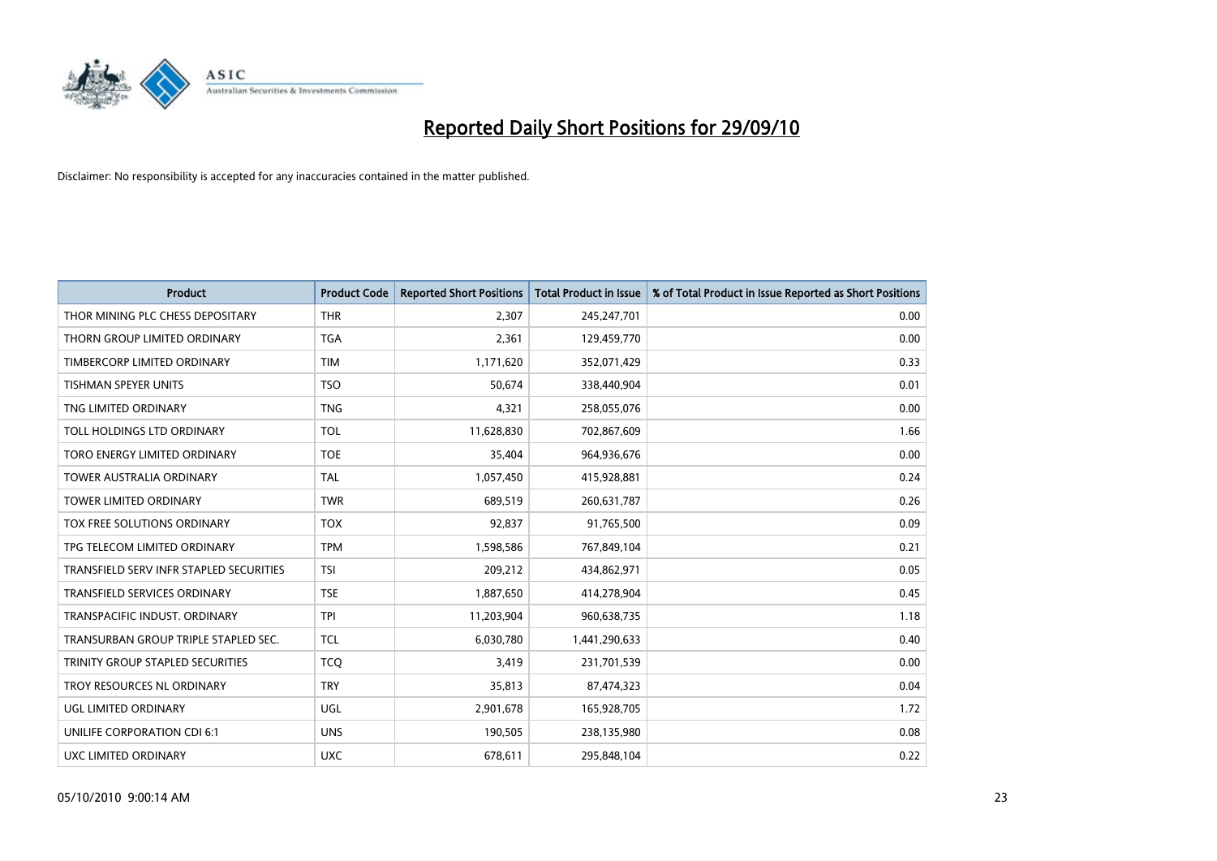# Reported Daily Short Positions for 29/09/10

Disclaimer: No responsibility is accepted for any inaccuracies contained in the matter published.

| Product | Product Code | Reported Short Positions | Total Product in Issue | % of Total Product in Issue Reported as Short Positions |
|---|---|---|---|---|
| THOR MINING PLC CHESS DEPOSITARY | THR | 2,307 | 245,247,701 | 0.00 |
| THORN GROUP LIMITED ORDINARY | TGA | 2,361 | 129,459,770 | 0.00 |
| TIMBERCORP LIMITED ORDINARY | TIM | 1,171,620 | 352,071,429 | 0.33 |
| TISHMAN SPEYER UNITS | TSO | 50,674 | 338,440,904 | 0.01 |
| TNG LIMITED ORDINARY | TNG | 4,321 | 258,055,076 | 0.00 |
| TOLL HOLDINGS LTD ORDINARY | TOL | 11,628,830 | 702,867,609 | 1.66 |
| TORO ENERGY LIMITED ORDINARY | TOE | 35,404 | 964,936,676 | 0.00 |
| TOWER AUSTRALIA ORDINARY | TAL | 1,057,450 | 415,928,881 | 0.24 |
| TOWER LIMITED ORDINARY | TWR | 689,519 | 260,631,787 | 0.26 |
| TOX FREE SOLUTIONS ORDINARY | TOX | 92,837 | 91,765,500 | 0.09 |
| TPG TELECOM LIMITED ORDINARY | TPM | 1,598,586 | 767,849,104 | 0.21 |
| TRANSFIELD SERV INFR STAPLED SECURITIES | TSI | 209,212 | 434,862,971 | 0.05 |
| TRANSFIELD SERVICES ORDINARY | TSE | 1,887,650 | 414,278,904 | 0.45 |
| TRANSPACIFIC INDUST. ORDINARY | TPI | 11,203,904 | 960,638,735 | 1.18 |
| TRANSURBAN GROUP TRIPLE STAPLED SEC. | TCL | 6,030,780 | 1,441,290,633 | 0.40 |
| TRINITY GROUP STAPLED SECURITIES | TCQ | 3,419 | 231,701,539 | 0.00 |
| TROY RESOURCES NL ORDINARY | TRY | 35,813 | 87,474,323 | 0.04 |
| UGL LIMITED ORDINARY | UGL | 2,901,678 | 165,928,705 | 1.72 |
| UNILIFE CORPORATION CDI 6:1 | UNS | 190,505 | 238,135,980 | 0.08 |
| UXC LIMITED ORDINARY | UXC | 678,611 | 295,848,104 | 0.22 |

05/10/2010 9:00:14 AM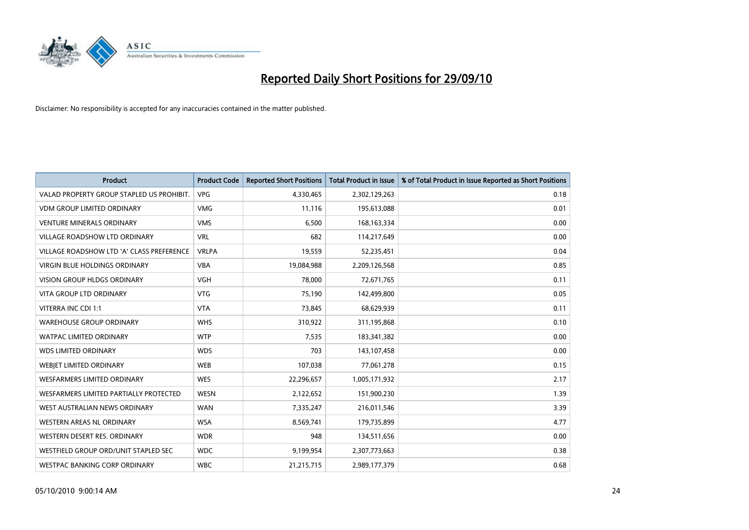# Reported Daily Short Positions for 29/09/10

Disclaimer: No responsibility is accepted for any inaccuracies contained in the matter published.

| Product | Product Code | Reported Short Positions | Total Product in Issue | % of Total Product in Issue Reported as Short Positions |
|---|---|---|---|---|
| VALAD PROPERTY GROUP STAPLED US PROHIBIT. | VPG | 4,330,465 | 2,302,129,263 | 0.18 |
| VDM GROUP LIMITED ORDINARY | VMG | 11,116 | 195,613,088 | 0.01 |
| VENTURE MINERALS ORDINARY | VMS | 6,500 | 168,163,334 | 0.00 |
| VILLAGE ROADSHOW LTD ORDINARY | VRL | 682 | 114,217,649 | 0.00 |
| VILLAGE ROADSHOW LTD 'A' CLASS PREFERENCE | VRLPA | 19,559 | 52,235,451 | 0.04 |
| VIRGIN BLUE HOLDINGS ORDINARY | VBA | 19,084,988 | 2,209,126,568 | 0.85 |
| VISION GROUP HLDGS ORDINARY | VGH | 78,000 | 72,671,765 | 0.11 |
| VITA GROUP LTD ORDINARY | VTG | 75,190 | 142,499,800 | 0.05 |
| VITERRA INC CDI 1:1 | VTA | 73,845 | 68,629,939 | 0.11 |
| WAREHOUSE GROUP ORDINARY | WHS | 310,922 | 311,195,868 | 0.10 |
| WATPAC LIMITED ORDINARY | WTP | 7,535 | 183,341,382 | 0.00 |
| WDS LIMITED ORDINARY | WDS | 703 | 143,107,458 | 0.00 |
| WEBJET LIMITED ORDINARY | WEB | 107,038 | 77,061,278 | 0.15 |
| WESFARMERS LIMITED ORDINARY | WES | 22,296,657 | 1,005,171,932 | 2.17 |
| WESFARMERS LIMITED PARTIALLY PROTECTED | WESN | 2,122,652 | 151,900,230 | 1.39 |
| WEST AUSTRALIAN NEWS ORDINARY | WAN | 7,335,247 | 216,011,546 | 3.39 |
| WESTERN AREAS NL ORDINARY | WSA | 8,569,741 | 179,735,899 | 4.77 |
| WESTERN DESERT RES. ORDINARY | WDR | 948 | 134,511,656 | 0.00 |
| WESTFIELD GROUP ORD/UNIT STAPLED SEC | WDC | 9,199,954 | 2,307,773,663 | 0.38 |
| WESTPAC BANKING CORP ORDINARY | WBC | 21,215,715 | 2,989,177,379 | 0.68 |

05/10/2010 9:00:14 AM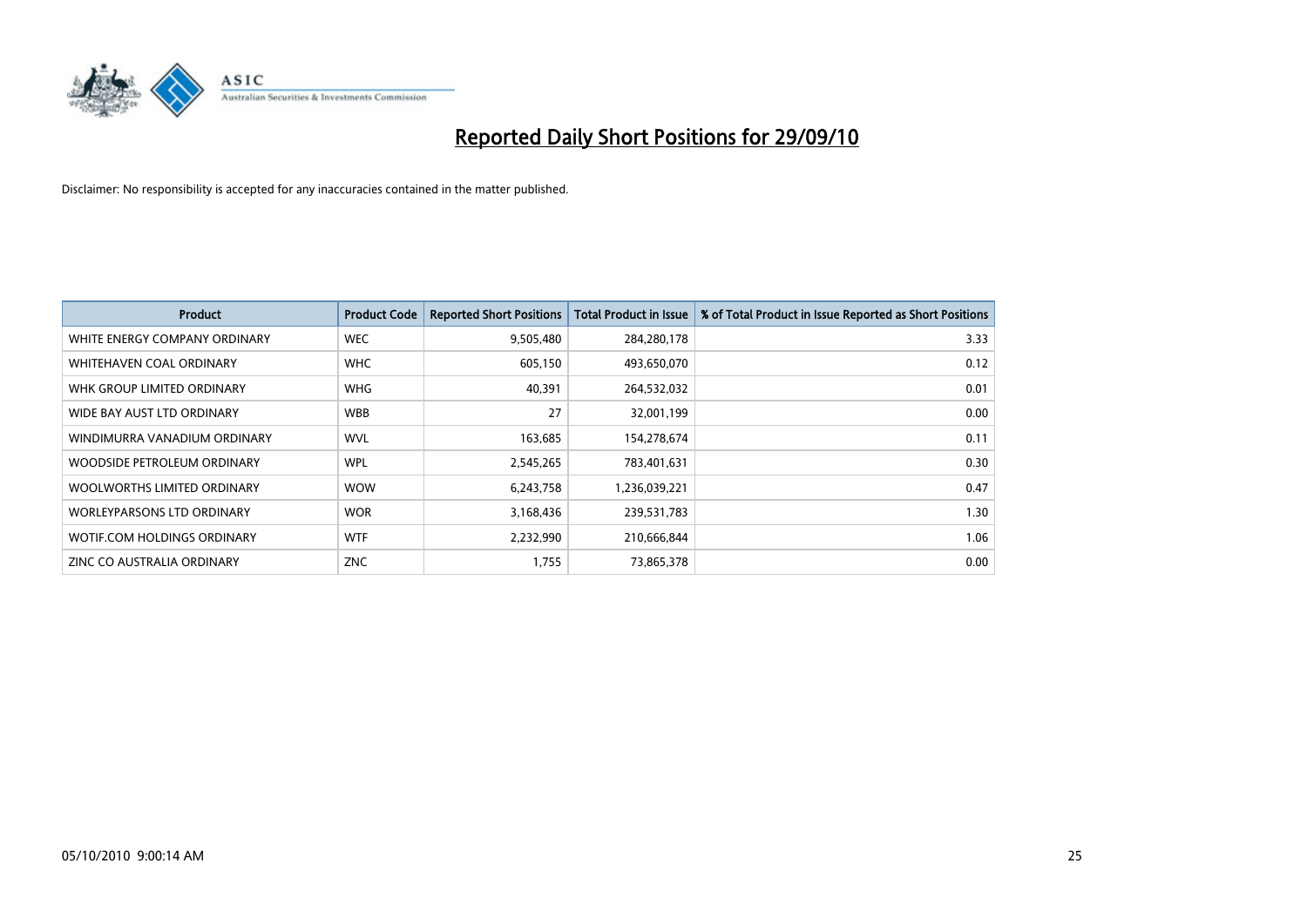# Reported Daily Short Positions for 29/09/10

Disclaimer: No responsibility is accepted for any inaccuracies contained in the matter published.

| Product | Product Code | Reported Short Positions | Total Product in Issue | % of Total Product in Issue Reported as Short Positions |
|---|---|---|---|---|
| WHITE ENERGY COMPANY ORDINARY | WEC | 9,505,480 | 284,280,178 | 3.33 |
| WHITEHAVEN COAL ORDINARY | WHC | 605,150 | 493,650,070 | 0.12 |
| WHK GROUP LIMITED ORDINARY | WHG | 40,391 | 264,532,032 | 0.01 |
| WIDE BAY AUST LTD ORDINARY | WBB | 27 | 32,001,199 | 0.00 |
| WINDIMURRA VANADIUM ORDINARY | WVL | 163,685 | 154,278,674 | 0.11 |
| WOODSIDE PETROLEUM ORDINARY | WPL | 2,545,265 | 783,401,631 | 0.30 |
| WOOLWORTHS LIMITED ORDINARY | WOW | 6,243,758 | 1,236,039,221 | 0.47 |
| WORLEYPARSONS LTD ORDINARY | WOR | 3,168,436 | 239,531,783 | 1.30 |
| WOTIF.COM HOLDINGS ORDINARY | WTF | 2,232,990 | 210,666,844 | 1.06 |
| ZINC CO AUSTRALIA ORDINARY | ZNC | 1,755 | 73,865,378 | 0.00 |

05/10/2010 9:00:14 AM